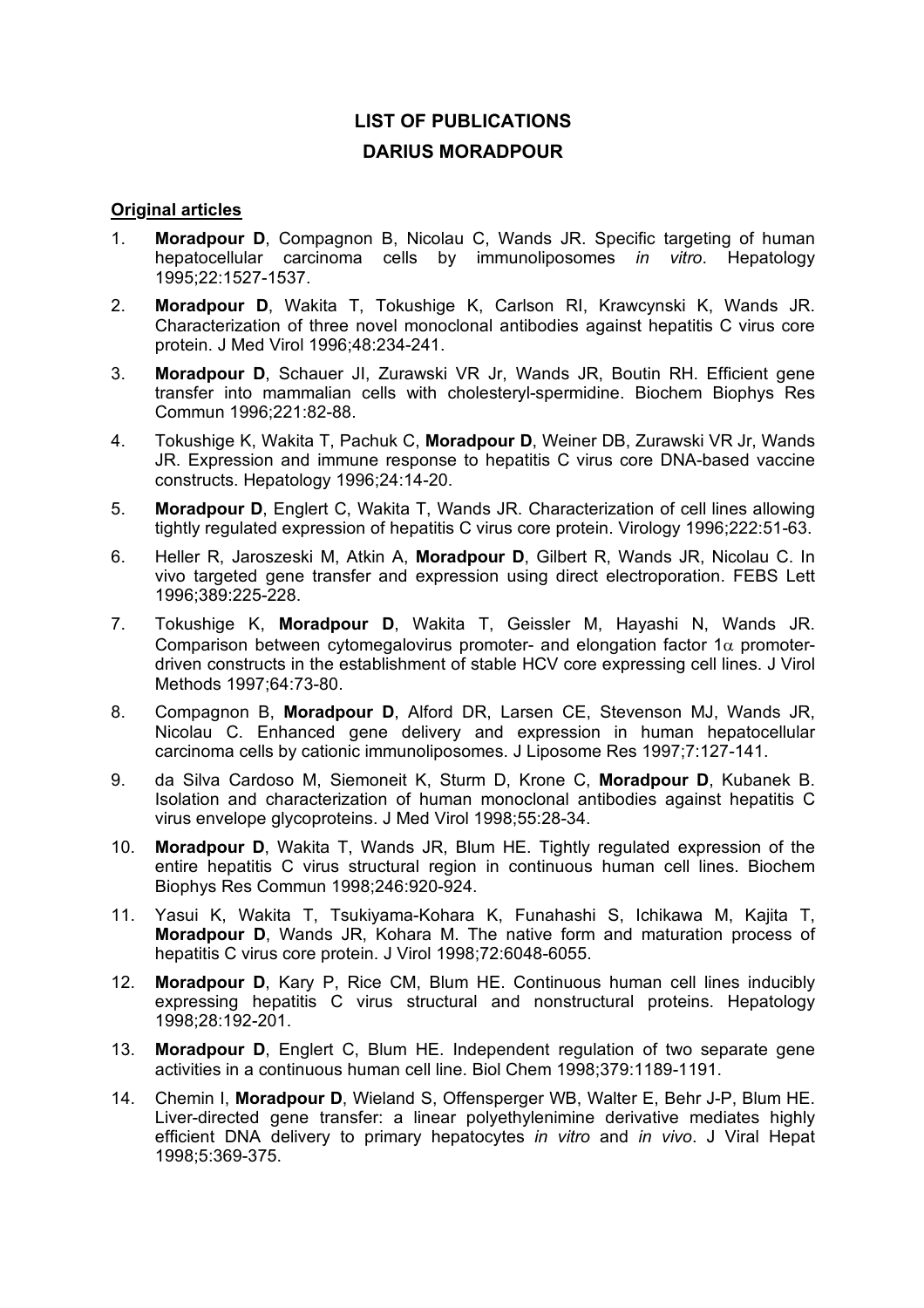# LIST OF PUBLICATIONS

# DARIUS MORADPOUR

## Original articles

1. **Moradpour D**, Compagnon B, Nicolau C, Wands JR. Specific targeting of human hepatocellular carcinoma cells by immunoliposomes *in vitro*. Hepatology 1995;22:1527-1537.
2. **Moradpour D**, Wakita T, Tokushige K, Carlson RI, Krawcynski K, Wands JR. Characterization of three novel monoclonal antibodies against hepatitis C virus core protein. J Med Virol 1996;48:234-241.
3. **Moradpour D**, Schauer JI, Zurawski VR Jr, Wands JR, Boutin RH. Efficient gene transfer into mammalian cells with cholesteryl-spermidine. Biochem Biophys Res Commun 1996;221:82-88.
4. Tokushige K, Wakita T, Pachuk C, **Moradpour D**, Weiner DB, Zurawski VR Jr, Wands JR. Expression and immune response to hepatitis C virus core DNA-based vaccine constructs. Hepatology 1996;24:14-20.
5. **Moradpour D**, Englert C, Wakita T, Wands JR. Characterization of cell lines allowing tightly regulated expression of hepatitis C virus core protein. Virology 1996;222:51-63.
6. Heller R, Jaroszeski M, Atkin A, **Moradpour D**, Gilbert R, Wands JR, Nicolau C. In vivo targeted gene transfer and expression using direct electroporation. FEBS Lett 1996;389:225-228.
7. Tokushige K, **Moradpour D**, Wakita T, Geissler M, Hayashi N, Wands JR. Comparison between cytomegalovirus promoter- and elongation factor 1$\alpha$ promoter-driven constructs in the establishment of stable HCV core expressing cell lines. J Virol Methods 1997;64:73-80.
8. Compagnon B, **Moradpour D**, Alford DR, Larsen CE, Stevenson MJ, Wands JR, Nicolau C. Enhanced gene delivery and expression in human hepatocellular carcinoma cells by cationic immunoliposomes. J Liposome Res 1997;7:127-141.
9. da Silva Cardoso M, Siemoneit K, Sturm D, Krone C, **Moradpour D**, Kubanek B. Isolation and characterization of human monoclonal antibodies against hepatitis C virus envelope glycoproteins. J Med Virol 1998;55:28-34.
10. **Moradpour D**, Wakita T, Wands JR, Blum HE. Tightly regulated expression of the entire hepatitis C virus structural region in continuous human cell lines. Biochem Biophys Res Commun 1998;246:920-924.
11. Yasui K, Wakita T, Tsukiyama-Kohara K, Funahashi S, Ichikawa M, Kajita T, **Moradpour D**, Wands JR, Kohara M. The native form and maturation process of hepatitis C virus core protein. J Virol 1998;72:6048-6055.
12. **Moradpour D**, Kary P, Rice CM, Blum HE. Continuous human cell lines inducibly expressing hepatitis C virus structural and nonstructural proteins. Hepatology 1998;28:192-201.
13. **Moradpour D**, Englert C, Blum HE. Independent regulation of two separate gene activities in a continuous human cell line. Biol Chem 1998;379:1189-1191.
14. Chemin I, **Moradpour D**, Wieland S, Offensperger WB, Walter E, Behr J-P, Blum HE. Liver-directed gene transfer: a linear polyethylenimine derivative mediates highly efficient DNA delivery to primary hepatocytes *in vitro* and *in vivo*. J Viral Hepat 1998;5:369-375.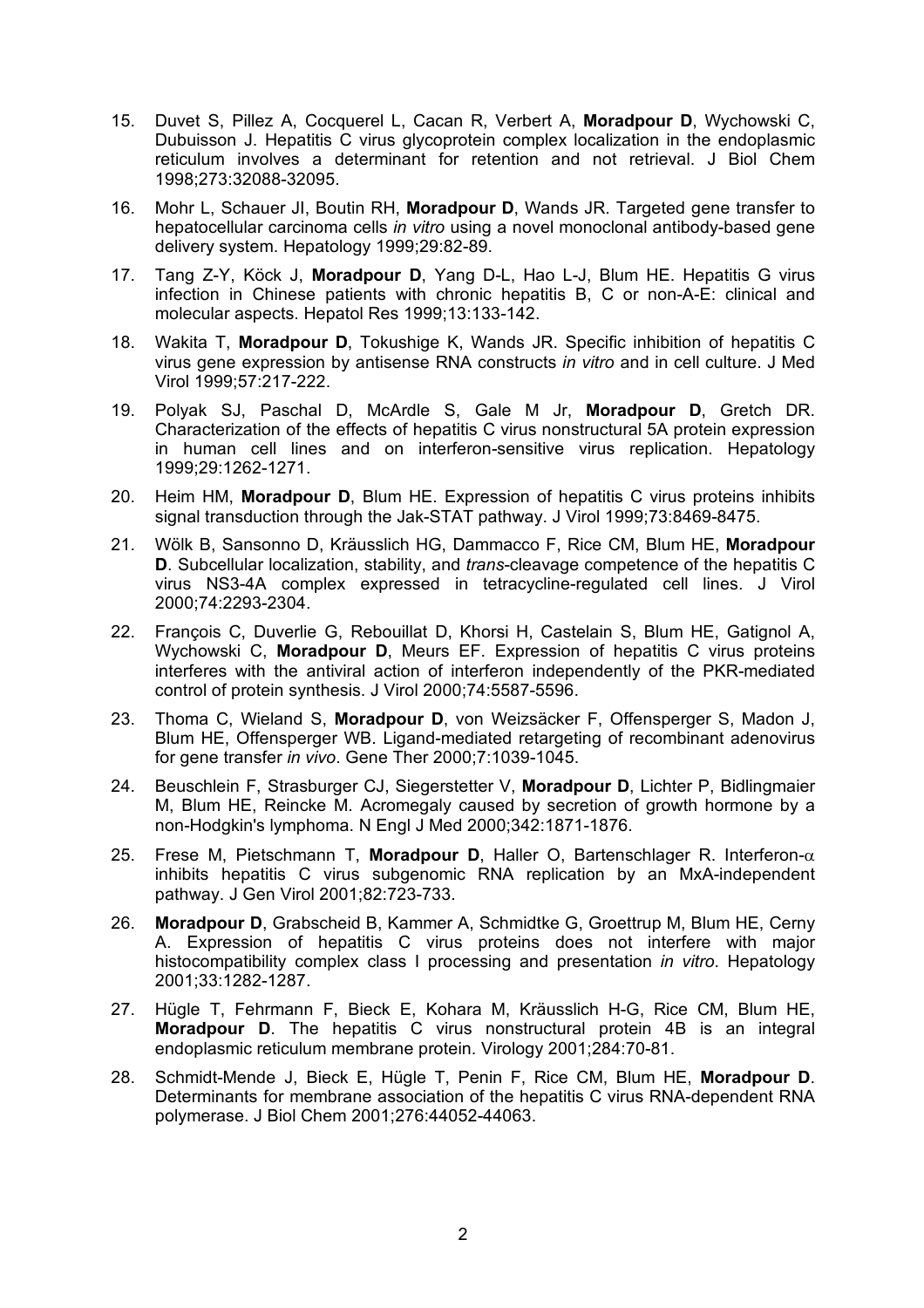15. Duvet S, Pillez A, Cocquerel L, Cacan R, Verbert A, **Moradpour D**, Wychowski C, Dubuisson J. Hepatitis C virus glycoprotein complex localization in the endoplasmic reticulum involves a determinant for retention and not retrieval. J Biol Chem 1998;273:32088-32095.

16. Mohr L, Schauer JI, Boutin RH, **Moradpour D**, Wands JR. Targeted gene transfer to hepatocellular carcinoma cells *in vitro* using a novel monoclonal antibody-based gene delivery system. Hepatology 1999;29:82-89.

17. Tang Z-Y, Köck J, **Moradpour D**, Yang D-L, Hao L-J, Blum HE. Hepatitis G virus infection in Chinese patients with chronic hepatitis B, C or non-A-E: clinical and molecular aspects. Hepatol Res 1999;13:133-142.

18. Wakita T, **Moradpour D**, Tokushige K, Wands JR. Specific inhibition of hepatitis C virus gene expression by antisense RNA constructs *in vitro* and in cell culture. J Med Virol 1999;57:217-222.

19. Polyak SJ, Paschal D, McArdle S, Gale M Jr, **Moradpour D**, Gretch DR. Characterization of the effects of hepatitis C virus nonstructural 5A protein expression in human cell lines and on interferon-sensitive virus replication. Hepatology 1999;29:1262-1271.

20. Heim HM, **Moradpour D**, Blum HE. Expression of hepatitis C virus proteins inhibits signal transduction through the Jak-STAT pathway. J Virol 1999;73:8469-8475.

21. Wölk B, Sansonno D, Kräusslich HG, Dammacco F, Rice CM, Blum HE, **Moradpour D**. Subcellular localization, stability, and *trans*-cleavage competence of the hepatitis C virus NS3-4A complex expressed in tetracycline-regulated cell lines. J Virol 2000;74:2293-2304.

22. François C, Duverlie G, Rebouillat D, Khorsi H, Castelain S, Blum HE, Gatignol A, Wychowski C, **Moradpour D**, Meurs EF. Expression of hepatitis C virus proteins interferes with the antiviral action of interferon independently of the PKR-mediated control of protein synthesis. J Virol 2000;74:5587-5596.

23. Thoma C, Wieland S, **Moradpour D**, von Weizsäcker F, Offensperger S, Madon J, Blum HE, Offensperger WB. Ligand-mediated retargeting of recombinant adenovirus for gene transfer *in vivo*. Gene Ther 2000;7:1039-1045.

24. Beuschlein F, Strasburger CJ, Siegerstetter V, **Moradpour D**, Lichter P, Bidlingmaier M, Blum HE, Reincke M. Acromegaly caused by secretion of growth hormone by a non-Hodgkin's lymphoma. N Engl J Med 2000;342:1871-1876.

25. Frese M, Pietschmann T, **Moradpour D**, Haller O, Bartenschlager R. Interferon-$\alpha$ inhibits hepatitis C virus subgenomic RNA replication by an MxA-independent pathway. J Gen Virol 2001;82:723-733.

26. **Moradpour D**, Grabscheid B, Kammer A, Schmidtke G, Groettrup M, Blum HE, Cerny A. Expression of hepatitis C virus proteins does not interfere with major histocompatibility complex class I processing and presentation *in vitro*. Hepatology 2001;33:1282-1287.

27. Hügle T, Fehrmann F, Bieck E, Kohara M, Kräusslich H-G, Rice CM, Blum HE, **Moradpour D**. The hepatitis C virus nonstructural protein 4B is an integral endoplasmic reticulum membrane protein. Virology 2001;284:70-81.

28. Schmidt-Mende J, Bieck E, Hügle T, Penin F, Rice CM, Blum HE, **Moradpour D**. Determinants for membrane association of the hepatitis C virus RNA-dependent RNA polymerase. J Biol Chem 2001;276:44052-44063.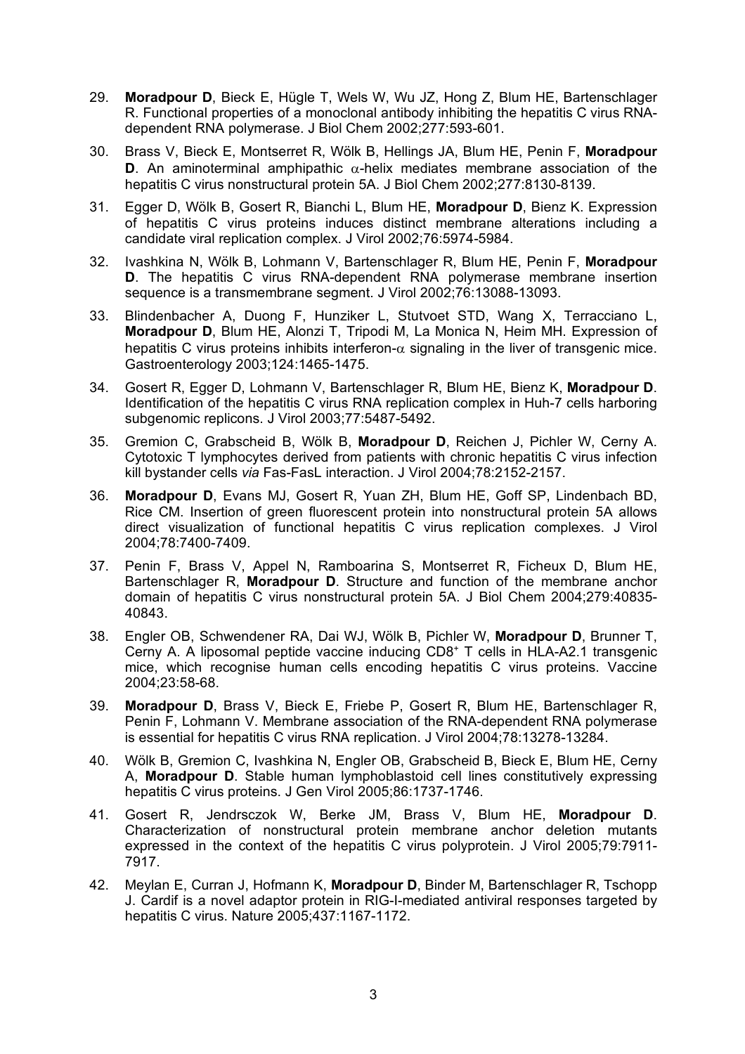29. **Moradpour D**, Bieck E, Hügle T, Wels W, Wu JZ, Hong Z, Blum HE, Bartenschlager R. Functional properties of a monoclonal antibody inhibiting the hepatitis C virus RNA-dependent RNA polymerase. J Biol Chem 2002;277:593-601.

30. Brass V, Bieck E, Montserret R, Wölk B, Hellings JA, Blum HE, Penin F, **Moradpour D**. An aminoterminal amphipathic $\alpha$-helix mediates membrane association of the hepatitis C virus nonstructural protein 5A. J Biol Chem 2002;277:8130-8139.

31. Egger D, Wölk B, Gosert R, Bianchi L, Blum HE, **Moradpour D**, Bienz K. Expression of hepatitis C virus proteins induces distinct membrane alterations including a candidate viral replication complex. J Virol 2002;76:5974-5984.

32. Ivashkina N, Wölk B, Lohmann V, Bartenschlager R, Blum HE, Penin F, **Moradpour D**. The hepatitis C virus RNA-dependent RNA polymerase membrane insertion sequence is a transmembrane segment. J Virol 2002;76:13088-13093.

33. Blindenbacher A, Duong F, Hunziker L, Stutvoet STD, Wang X, Terracciano L, **Moradpour D**, Blum HE, Alonzi T, Tripodi M, La Monica N, Heim MH. Expression of hepatitis C virus proteins inhibits interferon-$\alpha$ signaling in the liver of transgenic mice. Gastroenterology 2003;124:1465-1475.

34. Gosert R, Egger D, Lohmann V, Bartenschlager R, Blum HE, Bienz K, **Moradpour D**. Identification of the hepatitis C virus RNA replication complex in Huh-7 cells harboring subgenomic replicons. J Virol 2003;77:5487-5492.

35. Gremion C, Grabscheid B, Wölk B, **Moradpour D**, Reichen J, Pichler W, Cerny A. Cytotoxic T lymphocytes derived from patients with chronic hepatitis C virus infection kill bystander cells *via* Fas-FasL interaction. J Virol 2004;78:2152-2157.

36. **Moradpour D**, Evans MJ, Gosert R, Yuan ZH, Blum HE, Goff SP, Lindenbach BD, Rice CM. Insertion of green fluorescent protein into nonstructural protein 5A allows direct visualization of functional hepatitis C virus replication complexes. J Virol 2004;78:7400-7409.

37. Penin F, Brass V, Appel N, Ramboarina S, Montserret R, Ficheux D, Blum HE, Bartenschlager R, **Moradpour D**. Structure and function of the membrane anchor domain of hepatitis C virus nonstructural protein 5A. J Biol Chem 2004;279:40835-40843.

38. Engler OB, Schwendener RA, Dai WJ, Wölk B, Pichler W, **Moradpour D**, Brunner T, Cerny A. A liposomal peptide vaccine inducing $CD8^{+}$ T cells in HLA-A2.1 transgenic mice, which recognise human cells encoding hepatitis C virus proteins. Vaccine 2004;23:58-68.

39. **Moradpour D**, Brass V, Bieck E, Friebe P, Gosert R, Blum HE, Bartenschlager R, Penin F, Lohmann V. Membrane association of the RNA-dependent RNA polymerase is essential for hepatitis C virus RNA replication. J Virol 2004;78:13278-13284.

40. Wölk B, Gremion C, Ivashkina N, Engler OB, Grabscheid B, Bieck E, Blum HE, Cerny A, **Moradpour D**. Stable human lymphoblastoid cell lines constitutively expressing hepatitis C virus proteins. J Gen Virol 2005;86:1737-1746.

41. Gosert R, Jendrsczok W, Berke JM, Brass V, Blum HE, **Moradpour D**. Characterization of nonstructural protein membrane anchor deletion mutants expressed in the context of the hepatitis C virus polyprotein. J Virol 2005;79:7911-7917.

42. Meylan E, Curran J, Hofmann K, **Moradpour D**, Binder M, Bartenschlager R, Tschopp J. Cardif is a novel adaptor protein in RIG-I-mediated antiviral responses targeted by hepatitis C virus. Nature 2005;437:1167-1172.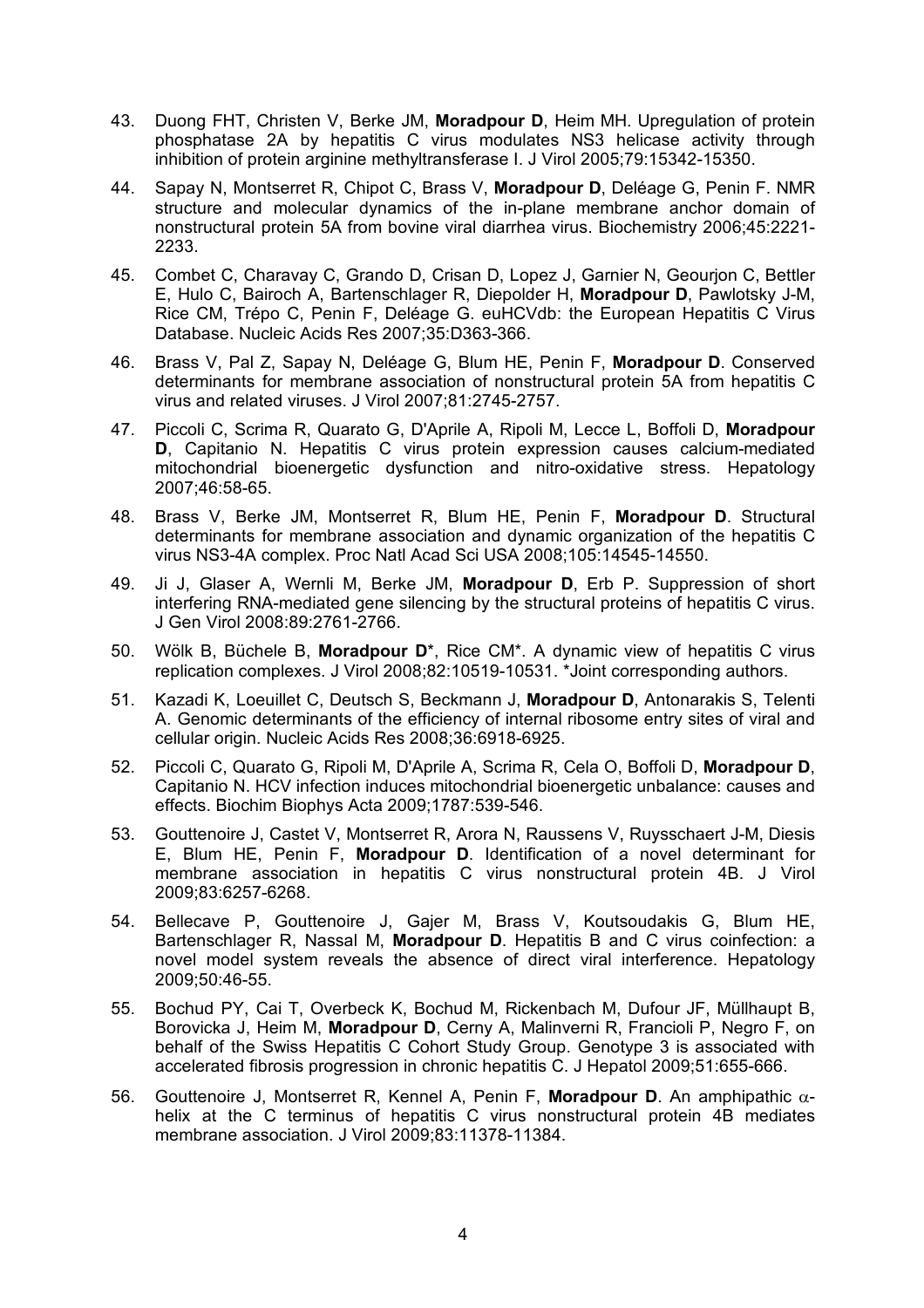43. Duong FHT, Christen V, Berke JM, **Moradpour D**, Heim MH. Upregulation of protein phosphatase 2A by hepatitis C virus modulates NS3 helicase activity through inhibition of protein arginine methyltransferase I. J Virol 2005;79:15342-15350.

44. Sapay N, Montserret R, Chipot C, Brass V, **Moradpour D**, Deléage G, Penin F. NMR structure and molecular dynamics of the in-plane membrane anchor domain of nonstructural protein 5A from bovine viral diarrhea virus. Biochemistry 2006;45:2221-2233.

45. Combet C, Charavay C, Grando D, Crisan D, Lopez J, Garnier N, Geourjon C, Bettler E, Hulo C, Bairoch A, Bartenschlager R, Diepolder H, **Moradpour D**, Pawlotsky J-M, Rice CM, Trépo C, Penin F, Deléage G. euHCVdb: the European Hepatitis C Virus Database. Nucleic Acids Res 2007;35:D363-366.

46. Brass V, Pal Z, Sapay N, Deléage G, Blum HE, Penin F, **Moradpour D**. Conserved determinants for membrane association of nonstructural protein 5A from hepatitis C virus and related viruses. J Virol 2007;81:2745-2757.

47. Piccoli C, Scrima R, Quarato G, D'Aprile A, Ripoli M, Lecce L, Boffoli D, **Moradpour D**, Capitanio N. Hepatitis C virus protein expression causes calcium-mediated mitochondrial bioenergetic dysfunction and nitro-oxidative stress. Hepatology 2007;46:58-65.

48. Brass V, Berke JM, Montserret R, Blum HE, Penin F, **Moradpour D**. Structural determinants for membrane association and dynamic organization of the hepatitis C virus NS3-4A complex. Proc Natl Acad Sci USA 2008;105:14545-14550.

49. Ji J, Glaser A, Wernli M, Berke JM, **Moradpour D**, Erb P. Suppression of short interfering RNA-mediated gene silencing by the structural proteins of hepatitis C virus. J Gen Virol 2008:89:2761-2766.

50. Wölk B, Büchele B, **Moradpour D**\*, Rice CM\*. A dynamic view of hepatitis C virus replication complexes. J Virol 2008;82:10519-10531. \*Joint corresponding authors.

51. Kazadi K, Loeuillet C, Deutsch S, Beckmann J, **Moradpour D**, Antonarakis S, Telenti A. Genomic determinants of the efficiency of internal ribosome entry sites of viral and cellular origin. Nucleic Acids Res 2008;36:6918-6925.

52. Piccoli C, Quarato G, Ripoli M, D'Aprile A, Scrima R, Cela O, Boffoli D, **Moradpour D**, Capitanio N. HCV infection induces mitochondrial bioenergetic unbalance: causes and effects. Biochim Biophys Acta 2009;1787:539-546.

53. Gouttenoire J, Castet V, Montserret R, Arora N, Raussens V, Ruysschaert J-M, Diesis E, Blum HE, Penin F, **Moradpour D**. Identification of a novel determinant for membrane association in hepatitis C virus nonstructural protein 4B. J Virol 2009;83:6257-6268.

54. Bellecave P, Gouttenoire J, Gajer M, Brass V, Koutsoudakis G, Blum HE, Bartenschlager R, Nassal M, **Moradpour D**. Hepatitis B and C virus coinfection: a novel model system reveals the absence of direct viral interference. Hepatology 2009;50:46-55.

55. Bochud PY, Cai T, Overbeck K, Bochud M, Rickenbach M, Dufour JF, Müllhaupt B, Borovicka J, Heim M, **Moradpour D**, Cerny A, Malinverni R, Francioli P, Negro F, on behalf of the Swiss Hepatitis C Cohort Study Group. Genotype 3 is associated with accelerated fibrosis progression in chronic hepatitis C. J Hepatol 2009;51:655-666.

56. Gouttenoire J, Montserret R, Kennel A, Penin F, **Moradpour D**. An amphipathic $\alpha$-helix at the C terminus of hepatitis C virus nonstructural protein 4B mediates membrane association. J Virol 2009;83:11378-11384.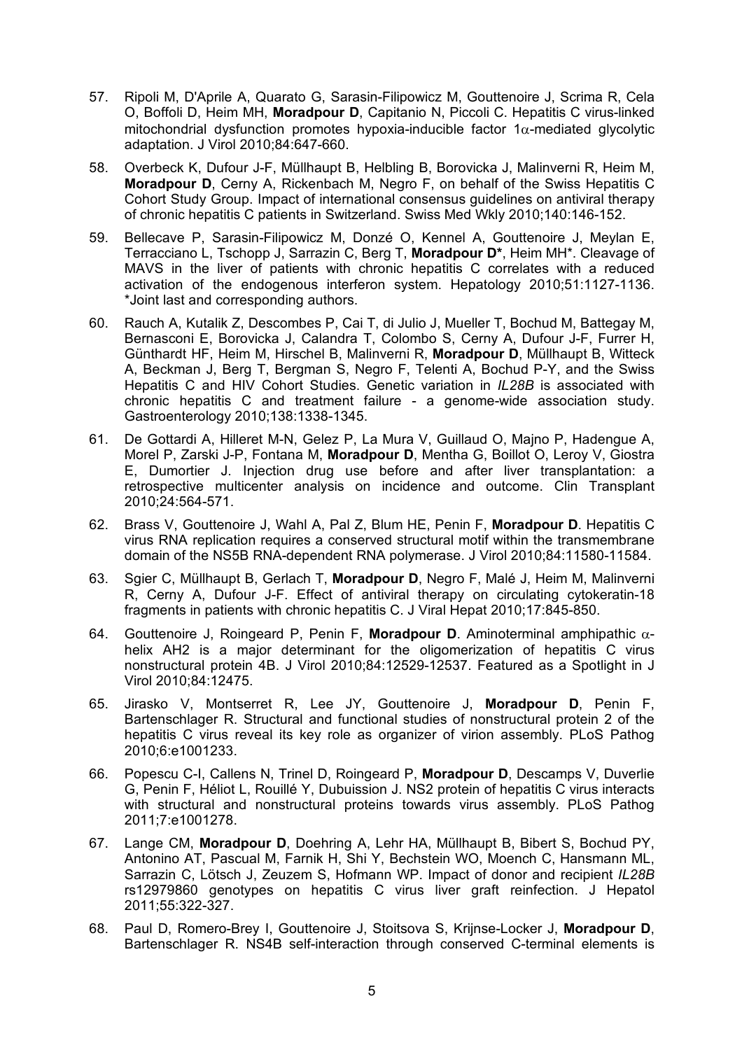57. Ripoli M, D'Aprile A, Quarato G, Sarasin-Filipowicz M, Gouttenoire J, Scrima R, Cela O, Boffoli D, Heim MH, **Moradpour D**, Capitanio N, Piccoli C. Hepatitis C virus-linked mitochondrial dysfunction promotes hypoxia-inducible factor 1$\alpha$-mediated glycolytic adaptation. J Virol 2010;84:647-660.

58. Overbeck K, Dufour J-F, Müllhaupt B, Helbling B, Borovicka J, Malinverni R, Heim M, **Moradpour D**, Cerny A, Rickenbach M, Negro F, on behalf of the Swiss Hepatitis C Cohort Study Group. Impact of international consensus guidelines on antiviral therapy of chronic hepatitis C patients in Switzerland. Swiss Med Wkly 2010;140:146-152.

59. Bellecave P, Sarasin-Filipowicz M, Donzé O, Kennel A, Gouttenoire J, Meylan E, Terracciano L, Tschopp J, Sarrazin C, Berg T, **Moradpour D***, Heim MH*. Cleavage of MAVS in the liver of patients with chronic hepatitis C correlates with a reduced activation of the endogenous interferon system. Hepatology 2010;51:1127-1136. *Joint last and corresponding authors.

60. Rauch A, Kutalik Z, Descombes P, Cai T, di Julio J, Mueller T, Bochud M, Battegay M, Bernasconi E, Borovicka J, Calandra T, Colombo S, Cerny A, Dufour J-F, Furrer H, Günthardt HF, Heim M, Hirschel B, Malinverni R, **Moradpour D**, Müllhaupt B, Witteck A, Beckman J, Berg T, Bergman S, Negro F, Telenti A, Bochud P-Y, and the Swiss Hepatitis C and HIV Cohort Studies. Genetic variation in *IL28B* is associated with chronic hepatitis C and treatment failure - a genome-wide association study. Gastroenterology 2010;138:1338-1345.

61. De Gottardi A, Hilleret M-N, Gelez P, La Mura V, Guillaud O, Majno P, Hadengue A, Morel P, Zarski J-P, Fontana M, **Moradpour D**, Mentha G, Boillot O, Leroy V, Giostra E, Dumortier J. Injection drug use before and after liver transplantation: a retrospective multicenter analysis on incidence and outcome. Clin Transplant 2010;24:564-571.

62. Brass V, Gouttenoire J, Wahl A, Pal Z, Blum HE, Penin F, **Moradpour D**. Hepatitis C virus RNA replication requires a conserved structural motif within the transmembrane domain of the NS5B RNA-dependent RNA polymerase. J Virol 2010;84:11580-11584.

63. Sgier C, Müllhaupt B, Gerlach T, **Moradpour D**, Negro F, Malé J, Heim M, Malinverni R, Cerny A, Dufour J-F. Effect of antiviral therapy on circulating cytokeratin-18 fragments in patients with chronic hepatitis C. J Viral Hepat 2010;17:845-850.

64. Gouttenoire J, Roingeard P, Penin F, **Moradpour D**. Aminoterminal amphipathic $\alpha$-helix AH2 is a major determinant for the oligomerization of hepatitis C virus nonstructural protein 4B. J Virol 2010;84:12529-12537. Featured as a Spotlight in J Virol 2010;84:12475.

65. Jirasko V, Montserret R, Lee JY, Gouttenoire J, **Moradpour D**, Penin F, Bartenschlager R. Structural and functional studies of nonstructural protein 2 of the hepatitis C virus reveal its key role as organizer of virion assembly. PLoS Pathog 2010;6:e1001233.

66. Popescu C-I, Callens N, Trinel D, Roingeard P, **Moradpour D**, Descamps V, Duverlie G, Penin F, Héliot L, Rouillé Y, Dubuisson J. NS2 protein of hepatitis C virus interacts with structural and nonstructural proteins towards virus assembly. PLoS Pathog 2011;7:e1001278.

67. Lange CM, **Moradpour D**, Doehring A, Lehr HA, Müllhaupt B, Bibert S, Bochud PY, Antonino AT, Pascual M, Farnik H, Shi Y, Bechstein WO, Moench C, Hansmann ML, Sarrazin C, Lötsch J, Zeuzem S, Hofmann WP. Impact of donor and recipient *IL28B* rs12979860 genotypes on hepatitis C virus liver graft reinfection. J Hepatol 2011;55:322-327.

68. Paul D, Romero-Brey I, Gouttenoire J, Stoitsova S, Krijnse-Locker J, **Moradpour D**, Bartenschlager R. NS4B self-interaction through conserved C-terminal elements is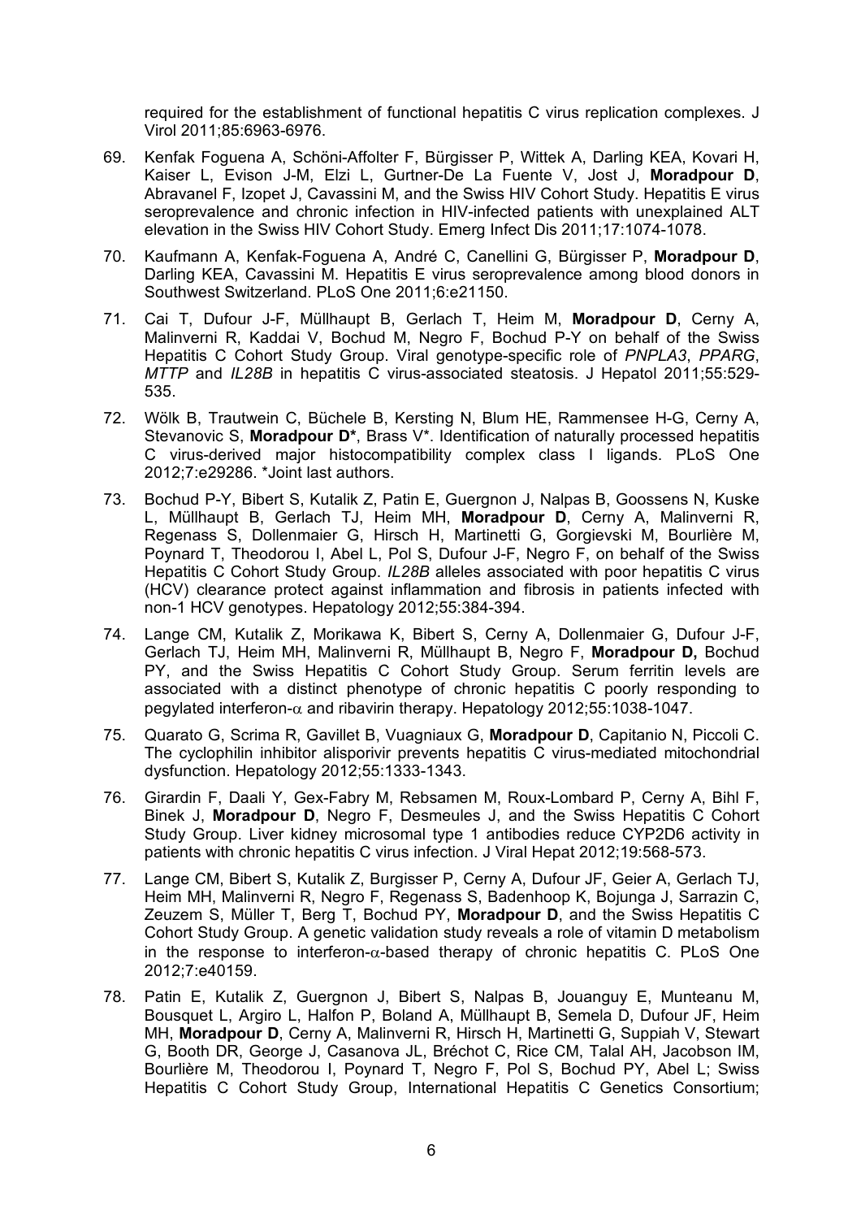required for the establishment of functional hepatitis C virus replication complexes. J Virol 2011;85:6963-6976.

69. Kenfak Foguena A, Schöni-Affolter F, Bürgisser P, Wittek A, Darling KEA, Kovari H, Kaiser L, Evison J-M, Elzi L, Gurtner-De La Fuente V, Jost J, **Moradpour D**, Abravanel F, Izopet J, Cavassini M, and the Swiss HIV Cohort Study. Hepatitis E virus seroprevalence and chronic infection in HIV-infected patients with unexplained ALT elevation in the Swiss HIV Cohort Study. Emerg Infect Dis 2011;17:1074-1078.

70. Kaufmann A, Kenfak-Foguena A, André C, Canellini G, Bürgisser P, **Moradpour D**, Darling KEA, Cavassini M. Hepatitis E virus seroprevalence among blood donors in Southwest Switzerland. PLoS One 2011;6:e21150.

71. Cai T, Dufour J-F, Müllhaupt B, Gerlach T, Heim M, **Moradpour D**, Cerny A, Malinverni R, Kaddai V, Bochud M, Negro F, Bochud P-Y on behalf of the Swiss Hepatitis C Cohort Study Group. Viral genotype-specific role of *PNPLA3*, *PPARG*, *MTTP* and *IL28B* in hepatitis C virus-associated steatosis. J Hepatol 2011;55:529-535.

72. Wölk B, Trautwein C, Büchele B, Kersting N, Blum HE, Rammensee H-G, Cerny A, Stevanovic S, **Moradpour D***, Brass V*. Identification of naturally processed hepatitis C virus-derived major histocompatibility complex class I ligands. PLoS One 2012;7:e29286. *Joint last authors.

73. Bochud P-Y, Bibert S, Kutalik Z, Patin E, Guergnon J, Nalpas B, Goossens N, Kuske L, Müllhaupt B, Gerlach TJ, Heim MH, **Moradpour D**, Cerny A, Malinverni R, Regenass S, Dollenmaier G, Hirsch H, Martinetti G, Gorgievski M, Bourlière M, Poynard T, Theodorou I, Abel L, Pol S, Dufour J-F, Negro F, on behalf of the Swiss Hepatitis C Cohort Study Group. *IL28B* alleles associated with poor hepatitis C virus (HCV) clearance protect against inflammation and fibrosis in patients infected with non-1 HCV genotypes. Hepatology 2012;55:384-394.

74. Lange CM, Kutalik Z, Morikawa K, Bibert S, Cerny A, Dollenmaier G, Dufour J-F, Gerlach TJ, Heim MH, Malinverni R, Müllhaupt B, Negro F, **Moradpour D,** Bochud PY, and the Swiss Hepatitis C Cohort Study Group. Serum ferritin levels are associated with a distinct phenotype of chronic hepatitis C poorly responding to pegylated interferon-$\alpha$ and ribavirin therapy. Hepatology 2012;55:1038-1047.

75. Quarato G, Scrima R, Gavillet B, Vuagniaux G, **Moradpour D**, Capitanio N, Piccoli C. The cyclophilin inhibitor alisporivir prevents hepatitis C virus-mediated mitochondrial dysfunction. Hepatology 2012;55:1333-1343.

76. Girardin F, Daali Y, Gex-Fabry M, Rebsamen M, Roux-Lombard P, Cerny A, Bihl F, Binek J, **Moradpour D**, Negro F, Desmeules J, and the Swiss Hepatitis C Cohort Study Group. Liver kidney microsomal type 1 antibodies reduce CYP2D6 activity in patients with chronic hepatitis C virus infection. J Viral Hepat 2012;19:568-573.

77. Lange CM, Bibert S, Kutalik Z, Burgisser P, Cerny A, Dufour JF, Geier A, Gerlach TJ, Heim MH, Malinverni R, Negro F, Regenass S, Badenhoop K, Bojunga J, Sarrazin C, Zeuzem S, Müller T, Berg T, Bochud PY, **Moradpour D**, and the Swiss Hepatitis C Cohort Study Group. A genetic validation study reveals a role of vitamin D metabolism in the response to interferon-$\alpha$-based therapy of chronic hepatitis C. PLoS One 2012;7:e40159.

78. Patin E, Kutalik Z, Guergnon J, Bibert S, Nalpas B, Jouanguy E, Munteanu M, Bousquet L, Argiro L, Halfon P, Boland A, Müllhaupt B, Semela D, Dufour JF, Heim MH, **Moradpour D**, Cerny A, Malinverni R, Hirsch H, Martinetti G, Suppiah V, Stewart G, Booth DR, George J, Casanova JL, Bréchot C, Rice CM, Talal AH, Jacobson IM, Bourlière M, Theodorou I, Poynard T, Negro F, Pol S, Bochud PY, Abel L; Swiss Hepatitis C Cohort Study Group, International Hepatitis C Genetics Consortium;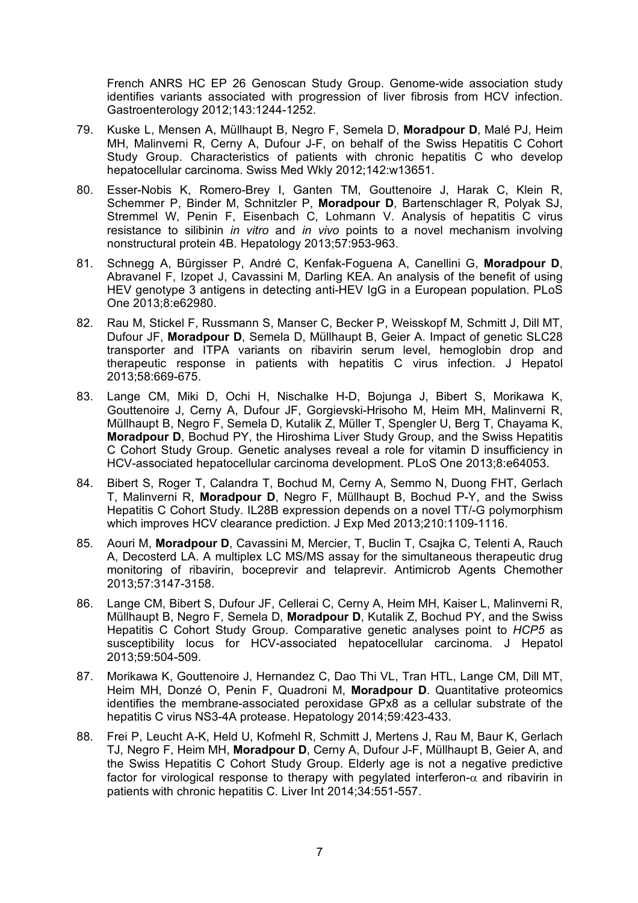French ANRS HC EP 26 Genoscan Study Group. Genome-wide association study identifies variants associated with progression of liver fibrosis from HCV infection. Gastroenterology 2012;143:1244-1252.

79. Kuske L, Mensen A, Müllhaupt B, Negro F, Semela D, **Moradpour D**, Malé PJ, Heim MH, Malinverni R, Cerny A, Dufour J-F, on behalf of the Swiss Hepatitis C Cohort Study Group. Characteristics of patients with chronic hepatitis C who develop hepatocellular carcinoma. Swiss Med Wkly 2012;142:w13651.
80. Esser-Nobis K, Romero-Brey I, Ganten TM, Gouttenoire J, Harak C, Klein R, Schemmer P, Binder M, Schnitzler P, **Moradpour D**, Bartenschlager R, Polyak SJ, Stremmel W, Penin F, Eisenbach C, Lohmann V. Analysis of hepatitis C virus resistance to silibinin *in vitro* and *in vivo* points to a novel mechanism involving nonstructural protein 4B. Hepatology 2013;57:953-963.
81. Schnegg A, Bürgisser P, André C, Kenfak-Foguena A, Canellini G, **Moradpour D**, Abravanel F, Izopet J, Cavassini M, Darling KEA. An analysis of the benefit of using HEV genotype 3 antigens in detecting anti-HEV IgG in a European population. PLoS One 2013;8:e62980.
82. Rau M, Stickel F, Russmann S, Manser C, Becker P, Weisskopf M, Schmitt J, Dill MT, Dufour JF, **Moradpour D**, Semela D, Müllhaupt B, Geier A. Impact of genetic SLC28 transporter and ITPA variants on ribavirin serum level, hemoglobin drop and therapeutic response in patients with hepatitis C virus infection. J Hepatol 2013;58:669-675.
83. Lange CM, Miki D, Ochi H, Nischalke H-D, Bojunga J, Bibert S, Morikawa K, Gouttenoire J, Cerny A, Dufour JF, Gorgievski-Hrisoho M, Heim MH, Malinverni R, Müllhaupt B, Negro F, Semela D, Kutalik Z, Müller T, Spengler U, Berg T, Chayama K, **Moradpour D**, Bochud PY, the Hiroshima Liver Study Group, and the Swiss Hepatitis C Cohort Study Group. Genetic analyses reveal a role for vitamin D insufficiency in HCV-associated hepatocellular carcinoma development. PLoS One 2013;8:e64053.
84. Bibert S, Roger T, Calandra T, Bochud M, Cerny A, Semmo N, Duong FHT, Gerlach T, Malinverni R, **Moradpour D**, Negro F, Müllhaupt B, Bochud P-Y, and the Swiss Hepatitis C Cohort Study. IL28B expression depends on a novel TT/-G polymorphism which improves HCV clearance prediction. J Exp Med 2013;210:1109-1116.
85. Aouri M, **Moradpour D**, Cavassini M, Mercier, T, Buclin T, Csajka C, Telenti A, Rauch A, Decosterd LA. A multiplex LC MS/MS assay for the simultaneous therapeutic drug monitoring of ribavirin, boceprevir and telaprevir. Antimicrob Agents Chemother 2013;57:3147-3158.
86. Lange CM, Bibert S, Dufour JF, Cellerai C, Cerny A, Heim MH, Kaiser L, Malinverni R, Müllhaupt B, Negro F, Semela D, **Moradpour D**, Kutalik Z, Bochud PY, and the Swiss Hepatitis C Cohort Study Group. Comparative genetic analyses point to *HCP5* as susceptibility locus for HCV-associated hepatocellular carcinoma. J Hepatol 2013;59:504-509.
87. Morikawa K, Gouttenoire J, Hernandez C, Dao Thi VL, Tran HTL, Lange CM, Dill MT, Heim MH, Donzé O, Penin F, Quadroni M, **Moradpour D**. Quantitative proteomics identifies the membrane-associated peroxidase GPx8 as a cellular substrate of the hepatitis C virus NS3-4A protease. Hepatology 2014;59:423-433.
88. Frei P, Leucht A-K, Held U, Kofmehl R, Schmitt J, Mertens J, Rau M, Baur K, Gerlach TJ, Negro F, Heim MH, **Moradpour D**, Cerny A, Dufour J-F, Müllhaupt B, Geier A, and the Swiss Hepatitis C Cohort Study Group. Elderly age is not a negative predictive factor for virological response to therapy with pegylated interferon-$\alpha$ and ribavirin in patients with chronic hepatitis C. Liver Int 2014;34:551-557.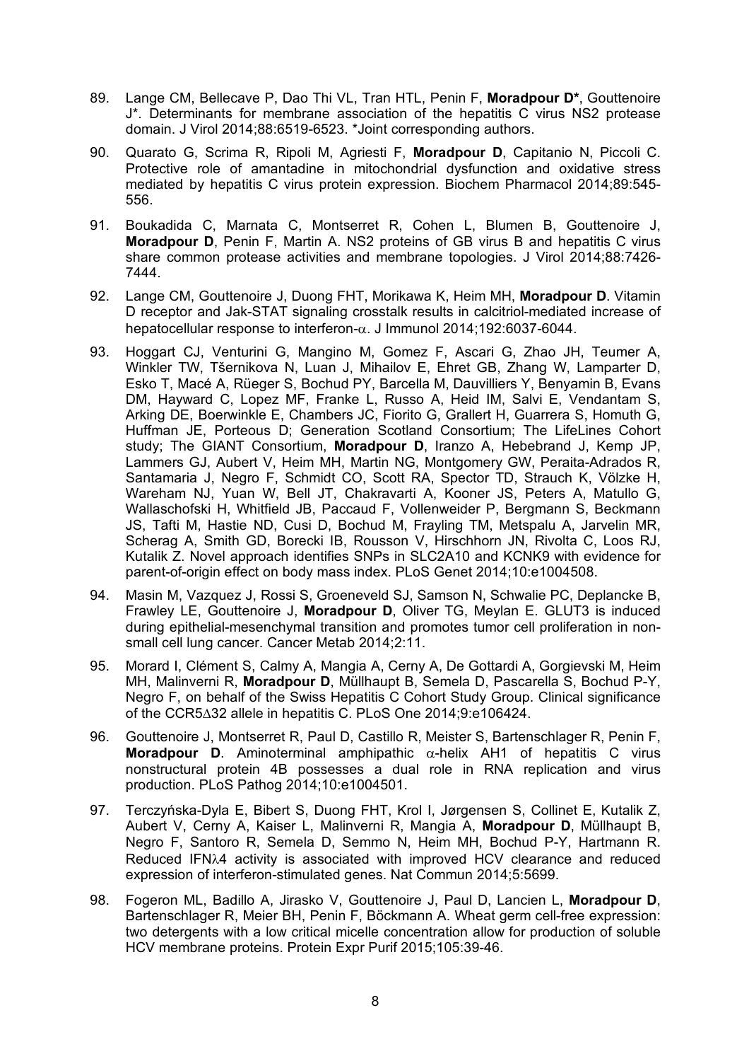89. Lange CM, Bellecave P, Dao Thi VL, Tran HTL, Penin F, **Moradpour D***, Gouttenoire J*. Determinants for membrane association of the hepatitis C virus NS2 protease domain. J Virol 2014;88:6519-6523. *Joint corresponding authors.

90. Quarato G, Scrima R, Ripoli M, Agriesti F, **Moradpour D**, Capitanio N, Piccoli C. Protective role of amantadine in mitochondrial dysfunction and oxidative stress mediated by hepatitis C virus protein expression. Biochem Pharmacol 2014;89:545-556.

91. Boukadida C, Marnata C, Montserret R, Cohen L, Blumen B, Gouttenoire J, **Moradpour D**, Penin F, Martin A. NS2 proteins of GB virus B and hepatitis C virus share common protease activities and membrane topologies. J Virol 2014;88:7426-7444.

92. Lange CM, Gouttenoire J, Duong FHT, Morikawa K, Heim MH, **Moradpour D**. Vitamin D receptor and Jak-STAT signaling crosstalk results in calcitriol-mediated increase of hepatocellular response to interferon-$\alpha$. J Immunol 2014;192:6037-6044.

93. Hoggart CJ, Venturini G, Mangino M, Gomez F, Ascari G, Zhao JH, Teumer A, Winkler TW, Tšernikova N, Luan J, Mihailov E, Ehret GB, Zhang W, Lamparter D, Esko T, Macé A, Rüeger S, Bochud PY, Barcella M, Dauvilliers Y, Benyamin B, Evans DM, Hayward C, Lopez MF, Franke L, Russo A, Heid IM, Salvi E, Vendantam S, Arking DE, Boerwinkle E, Chambers JC, Fiorito G, Grallert H, Guarrera S, Homuth G, Huffman JE, Porteous D; Generation Scotland Consortium; The LifeLines Cohort study; The GIANT Consortium, **Moradpour D**, Iranzo A, Hebebrand J, Kemp JP, Lammers GJ, Aubert V, Heim MH, Martin NG, Montgomery GW, Peraita-Adrados R, Santamaria J, Negro F, Schmidt CO, Scott RA, Spector TD, Strauch K, Völzke H, Wareham NJ, Yuan W, Bell JT, Chakravarti A, Kooner JS, Peters A, Matullo G, Wallaschofski H, Whitfield JB, Paccaud F, Vollenweider P, Bergmann S, Beckmann JS, Tafti M, Hastie ND, Cusi D, Bochud M, Frayling TM, Metspalu A, Jarvelin MR, Scherag A, Smith GD, Borecki IB, Rousson V, Hirschhorn JN, Rivolta C, Loos RJ, Kutalik Z. Novel approach identifies SNPs in SLC2A10 and KCNK9 with evidence for parent-of-origin effect on body mass index. PLoS Genet 2014;10:e1004508.

94. Masin M, Vazquez J, Rossi S, Groeneveld SJ, Samson N, Schwalie PC, Deplancke B, Frawley LE, Gouttenoire J, **Moradpour D**, Oliver TG, Meylan E. GLUT3 is induced during epithelial-mesenchymal transition and promotes tumor cell proliferation in non-small cell lung cancer. Cancer Metab 2014;2:11.

95. Morard I, Clément S, Calmy A, Mangia A, Cerny A, De Gottardi A, Gorgievski M, Heim MH, Malinverni R, **Moradpour D**, Müllhaupt B, Semela D, Pascarella S, Bochud P-Y, Negro F, on behalf of the Swiss Hepatitis C Cohort Study Group. Clinical significance of the CCR5$\Delta$32 allele in hepatitis C. PLoS One 2014;9:e106424.

96. Gouttenoire J, Montserret R, Paul D, Castillo R, Meister S, Bartenschlager R, Penin F, **Moradpour D**. Aminoterminal amphipathic $\alpha$-helix AH1 of hepatitis C virus nonstructural protein 4B possesses a dual role in RNA replication and virus production. PLoS Pathog 2014;10:e1004501.

97. Terczyńska-Dyla E, Bibert S, Duong FHT, Krol I, Jørgensen S, Collinet E, Kutalik Z, Aubert V, Cerny A, Kaiser L, Malinverni R, Mangia A, **Moradpour D**, Müllhaupt B, Negro F, Santoro R, Semela D, Semmo N, Heim MH, Bochud P-Y, Hartmann R. Reduced IFN$\lambda$4 activity is associated with improved HCV clearance and reduced expression of interferon-stimulated genes. Nat Commun 2014;5:5699.

98. Fogeron ML, Badillo A, Jirasko V, Gouttenoire J, Paul D, Lancien L, **Moradpour D**, Bartenschlager R, Meier BH, Penin F, Böckmann A. Wheat germ cell-free expression: two detergents with a low critical micelle concentration allow for production of soluble HCV membrane proteins. Protein Expr Purif 2015;105:39-46.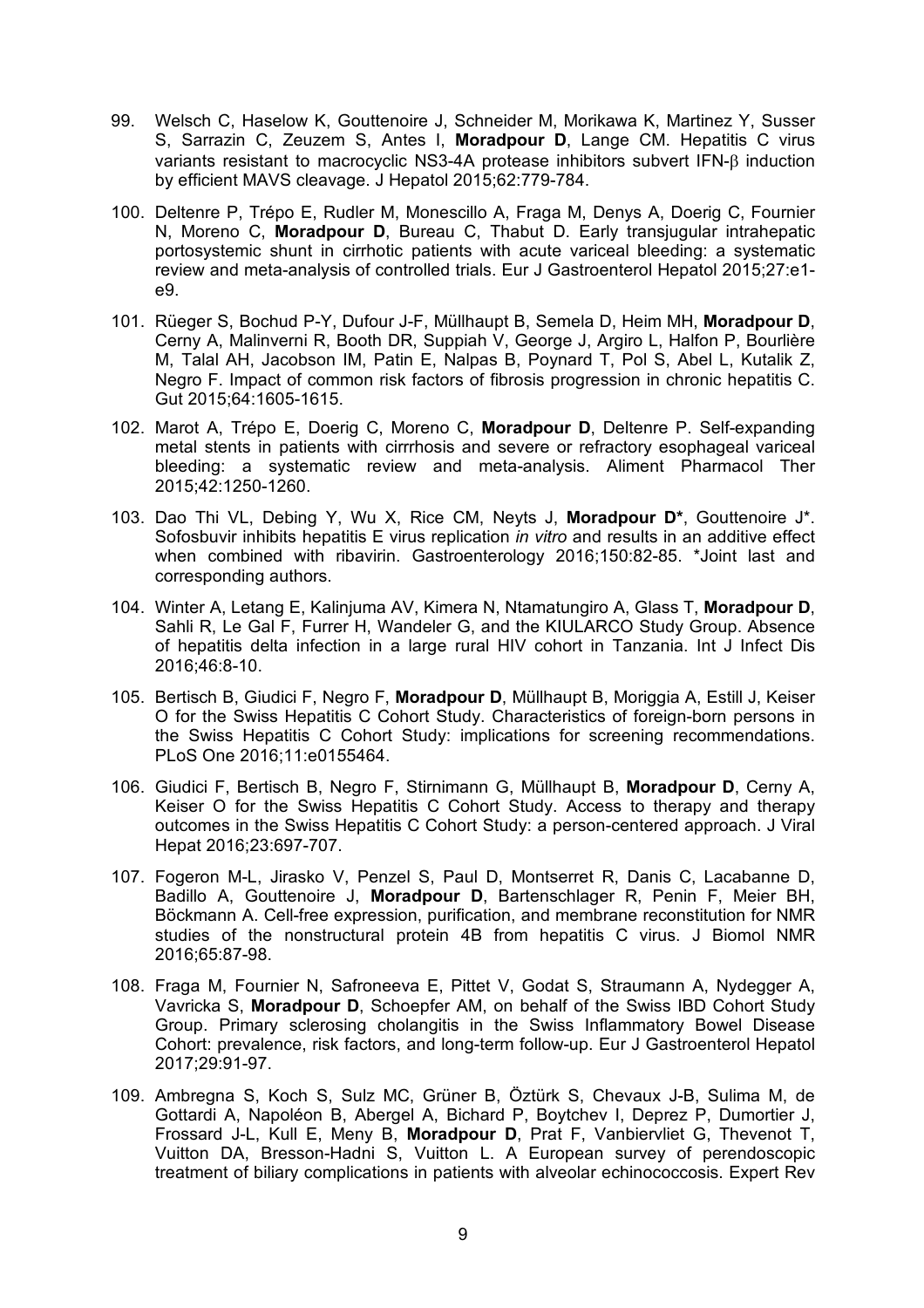99. Welsch C, Haselow K, Gouttenoire J, Schneider M, Morikawa K, Martinez Y, Susser S, Sarrazin C, Zeuzem S, Antes I, **Moradpour D**, Lange CM. Hepatitis C virus variants resistant to macrocyclic NS3-4A protease inhibitors subvert IFN-β induction by efficient MAVS cleavage. J Hepatol 2015;62:779-784.

100. Deltenre P, Trépo E, Rudler M, Monescillo A, Fraga M, Denys A, Doerig C, Fournier N, Moreno C, **Moradpour D**, Bureau C, Thabut D. Early transjugular intrahepatic portosystemic shunt in cirrhotic patients with acute variceal bleeding: a systematic review and meta-analysis of controlled trials. Eur J Gastroenterol Hepatol 2015;27:e1-e9.

101. Rüeger S, Bochud P-Y, Dufour J-F, Müllhaupt B, Semela D, Heim MH, **Moradpour D**, Cerny A, Malinverni R, Booth DR, Suppiah V, George J, Argiro L, Halfon P, Bourlière M, Talal AH, Jacobson IM, Patin E, Nalpas B, Poynard T, Pol S, Abel L, Kutalik Z, Negro F. Impact of common risk factors of fibrosis progression in chronic hepatitis C. Gut 2015;64:1605-1615.

102. Marot A, Trépo E, Doerig C, Moreno C, **Moradpour D**, Deltenre P. Self-expanding metal stents in patients with cirrrhosis and severe or refractory esophageal variceal bleeding: a systematic review and meta-analysis. Aliment Pharmacol Ther 2015;42:1250-1260.

103. Dao Thi VL, Debing Y, Wu X, Rice CM, Neyts J, **Moradpour D***, Gouttenoire J*. Sofosbuvir inhibits hepatitis E virus replication *in vitro* and results in an additive effect when combined with ribavirin. Gastroenterology 2016;150:82-85. *Joint last and corresponding authors.

104. Winter A, Letang E, Kalinjuma AV, Kimera N, Ntamatungiro A, Glass T, **Moradpour D**, Sahli R, Le Gal F, Furrer H, Wandeler G, and the KIULARCO Study Group. Absence of hepatitis delta infection in a large rural HIV cohort in Tanzania. Int J Infect Dis 2016;46:8-10.

105. Bertisch B, Giudici F, Negro F, **Moradpour D**, Müllhaupt B, Moriggia A, Estill J, Keiser O for the Swiss Hepatitis C Cohort Study. Characteristics of foreign-born persons in the Swiss Hepatitis C Cohort Study: implications for screening recommendations. PLoS One 2016;11:e0155464.

106. Giudici F, Bertisch B, Negro F, Stirnimann G, Müllhaupt B, **Moradpour D**, Cerny A, Keiser O for the Swiss Hepatitis C Cohort Study. Access to therapy and therapy outcomes in the Swiss Hepatitis C Cohort Study: a person-centered approach. J Viral Hepat 2016;23:697-707.

107. Fogeron M-L, Jirasko V, Penzel S, Paul D, Montserret R, Danis C, Lacabanne D, Badillo A, Gouttenoire J, **Moradpour D**, Bartenschlager R, Penin F, Meier BH, Böckmann A. Cell-free expression, purification, and membrane reconstitution for NMR studies of the nonstructural protein 4B from hepatitis C virus. J Biomol NMR 2016;65:87-98.

108. Fraga M, Fournier N, Safroneeva E, Pittet V, Godat S, Straumann A, Nydegger A, Vavricka S, **Moradpour D**, Schoepfer AM, on behalf of the Swiss IBD Cohort Study Group. Primary sclerosing cholangitis in the Swiss Inflammatory Bowel Disease Cohort: prevalence, risk factors, and long-term follow-up. Eur J Gastroenterol Hepatol 2017;29:91-97.

109. Ambregna S, Koch S, Sulz MC, Grüner B, Öztürk S, Chevaux J-B, Sulima M, de Gottardi A, Napoléon B, Abergel A, Bichard P, Boytchev I, Deprez P, Dumortier J, Frossard J-L, Kull E, Meny B, **Moradpour D**, Prat F, Vanbiervliet G, Thevenot T, Vuitton DA, Bresson-Hadni S, Vuitton L. A European survey of perendoscopic treatment of biliary complications in patients with alveolar echinococcosis. Expert Rev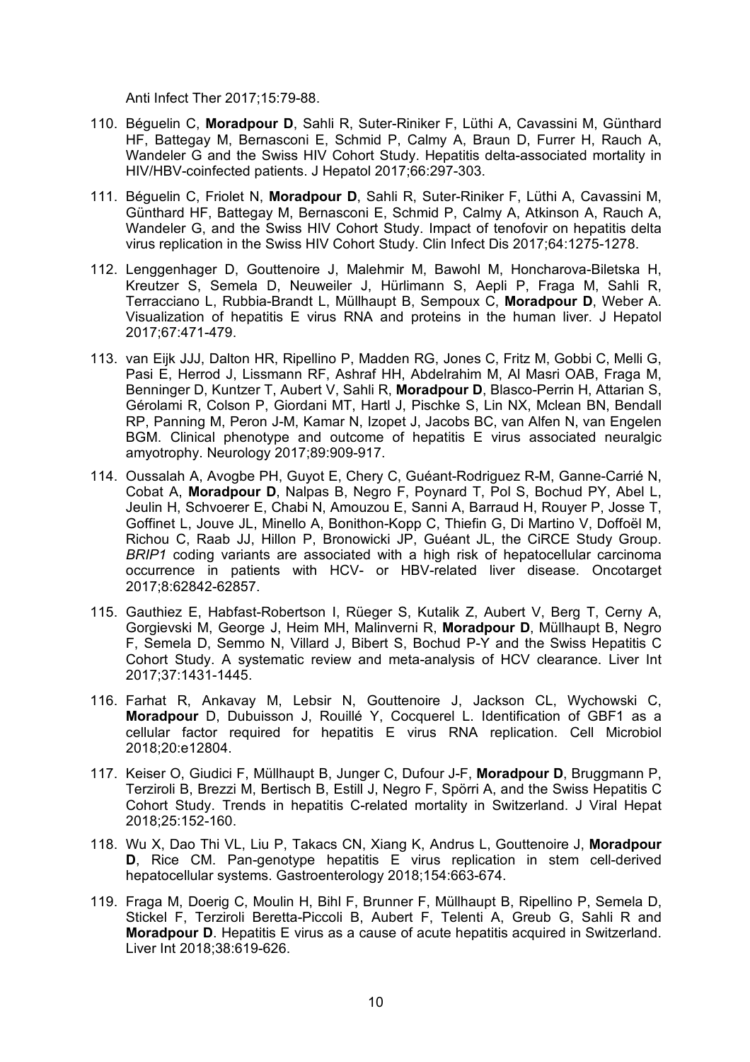Anti Infect Ther 2017;15:79-88.

110. Béguelin C, **Moradpour D**, Sahli R, Suter-Riniker F, Lüthi A, Cavassini M, Günthard HF, Battegay M, Bernasconi E, Schmid P, Calmy A, Braun D, Furrer H, Rauch A, Wandeler G and the Swiss HIV Cohort Study. Hepatitis delta-associated mortality in HIV/HBV-coinfected patients. J Hepatol 2017;66:297-303.

111. Béguelin C, Friolet N, **Moradpour D**, Sahli R, Suter-Riniker F, Lüthi A, Cavassini M, Günthard HF, Battegay M, Bernasconi E, Schmid P, Calmy A, Atkinson A, Rauch A, Wandeler G, and the Swiss HIV Cohort Study. Impact of tenofovir on hepatitis delta virus replication in the Swiss HIV Cohort Study. Clin Infect Dis 2017;64:1275-1278.

112. Lenggenhager D, Gouttenoire J, Malehmir M, Bawohl M, Honcharova-Biletska H, Kreutzer S, Semela D, Neuweiler J, Hürlimann S, Aepli P, Fraga M, Sahli R, Terracciano L, Rubbia-Brandt L, Müllhaupt B, Sempoux C, **Moradpour D**, Weber A. Visualization of hepatitis E virus RNA and proteins in the human liver. J Hepatol 2017;67:471-479.

113. van Eijk JJJ, Dalton HR, Ripellino P, Madden RG, Jones C, Fritz M, Gobbi C, Melli G, Pasi E, Herrod J, Lissmann RF, Ashraf HH, Abdelrahim M, Al Masri OAB, Fraga M, Benninger D, Kuntzer T, Aubert V, Sahli R, **Moradpour D**, Blasco-Perrin H, Attarian S, Gérolami R, Colson P, Giordani MT, Hartl J, Pischke S, Lin NX, Mclean BN, Bendall RP, Panning M, Peron J-M, Kamar N, Izopet J, Jacobs BC, van Alfen N, van Engelen BGM. Clinical phenotype and outcome of hepatitis E virus associated neuralgic amyotrophy. Neurology 2017;89:909-917.

114. Oussalah A, Avogbe PH, Guyot E, Chery C, Guéant-Rodriguez R-M, Ganne-Carrié N, Cobat A, **Moradpour D**, Nalpas B, Negro F, Poynard T, Pol S, Bochud PY, Abel L, Jeulin H, Schvoerer E, Chabi N, Amouzou E, Sanni A, Barraud H, Rouyer P, Josse T, Goffinet L, Jouve JL, Minello A, Bonithon-Kopp C, Thiefin G, Di Martino V, Doffoël M, Richou C, Raab JJ, Hillon P, Bronowicki JP, Guéant JL, the CiRCE Study Group. *BRIP1* coding variants are associated with a high risk of hepatocellular carcinoma occurrence in patients with HCV- or HBV-related liver disease. Oncotarget 2017;8:62842-62857.

115. Gauthiez E, Habfast-Robertson I, Rüeger S, Kutalik Z, Aubert V, Berg T, Cerny A, Gorgievski M, George J, Heim MH, Malinverni R, **Moradpour D**, Müllhaupt B, Negro F, Semela D, Semmo N, Villard J, Bibert S, Bochud P-Y and the Swiss Hepatitis C Cohort Study. A systematic review and meta-analysis of HCV clearance. Liver Int 2017;37:1431-1445.

116. Farhat R, Ankavay M, Lebsir N, Gouttenoire J, Jackson CL, Wychowski C, **Moradpour** D, Dubuisson J, Rouillé Y, Cocquerel L. Identification of GBF1 as a cellular factor required for hepatitis E virus RNA replication. Cell Microbiol 2018;20:e12804.

117. Keiser O, Giudici F, Müllhaupt B, Junger C, Dufour J-F, **Moradpour D**, Bruggmann P, Terziroli B, Brezzi M, Bertisch B, Estill J, Negro F, Spörri A, and the Swiss Hepatitis C Cohort Study. Trends in hepatitis C-related mortality in Switzerland. J Viral Hepat 2018;25:152-160.

118. Wu X, Dao Thi VL, Liu P, Takacs CN, Xiang K, Andrus L, Gouttenoire J, **Moradpour D**, Rice CM. Pan-genotype hepatitis E virus replication in stem cell-derived hepatocellular systems. Gastroenterology 2018;154:663-674.

119. Fraga M, Doerig C, Moulin H, Bihl F, Brunner F, Müllhaupt B, Ripellino P, Semela D, Stickel F, Terziroli Beretta-Piccoli B, Aubert F, Telenti A, Greub G, Sahli R and **Moradpour D**. Hepatitis E virus as a cause of acute hepatitis acquired in Switzerland. Liver Int 2018;38:619-626.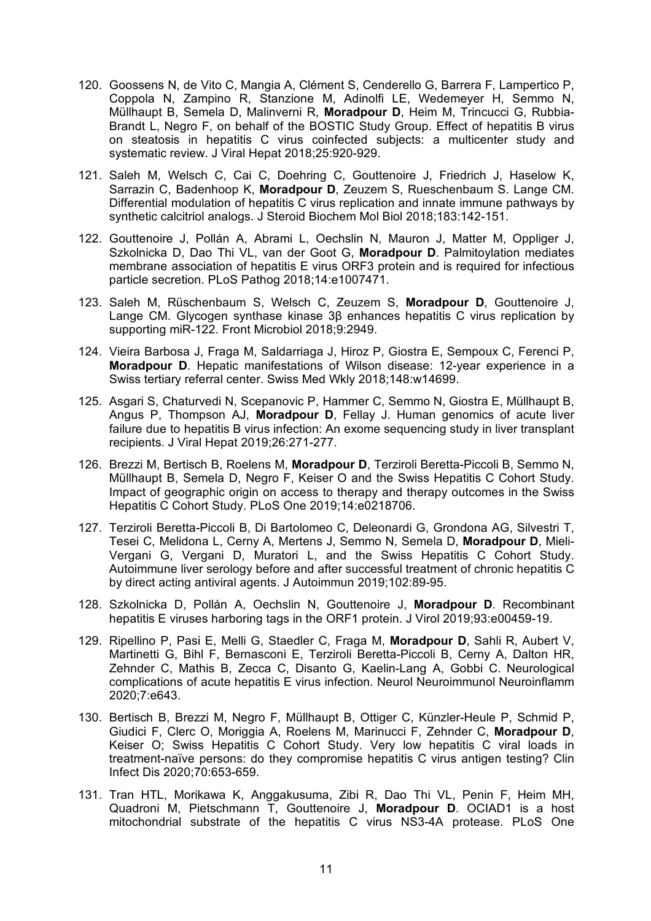120. Goossens N, de Vito C, Mangia A, Clément S, Cenderello G, Barrera F, Lampertico P, Coppola N, Zampino R, Stanzione M, Adinolfi LE, Wedemeyer H, Semmo N, Müllhaupt B, Semela D, Malinverni R, **Moradpour D**, Heim M, Trincucci G, Rubbia-Brandt L, Negro F, on behalf of the BOSTIC Study Group. Effect of hepatitis B virus on steatosis in hepatitis C virus coinfected subjects: a multicenter study and systematic review. J Viral Hepat 2018;25:920-929.

121. Saleh M, Welsch C, Cai C, Doehring C, Gouttenoire J, Friedrich J, Haselow K, Sarrazin C, Badenhoop K, **Moradpour D**, Zeuzem S, Rueschenbaum S. Lange CM. Differential modulation of hepatitis C virus replication and innate immune pathways by synthetic calcitriol analogs. J Steroid Biochem Mol Biol 2018;183:142-151.

122. Gouttenoire J, Pollán A, Abrami L, Oechslin N, Mauron J, Matter M, Oppliger J, Szkolnicka D, Dao Thi VL, van der Goot G, **Moradpour D**. Palmitoylation mediates membrane association of hepatitis E virus ORF3 protein and is required for infectious particle secretion. PLoS Pathog 2018;14:e1007471.

123. Saleh M, Rüschenbaum S, Welsch C, Zeuzem S, **Moradpour D**, Gouttenoire J, Lange CM. Glycogen synthase kinase 3β enhances hepatitis C virus replication by supporting miR-122. Front Microbiol 2018;9:2949.

124. Vieira Barbosa J, Fraga M, Saldarriaga J, Hiroz P, Giostra E, Sempoux C, Ferenci P, **Moradpour D**. Hepatic manifestations of Wilson disease: 12-year experience in a Swiss tertiary referral center. Swiss Med Wkly 2018;148:w14699.

125. Asgari S, Chaturvedi N, Scepanovic P, Hammer C, Semmo N, Giostra E, Müllhaupt B, Angus P, Thompson AJ, **Moradpour D**, Fellay J. Human genomics of acute liver failure due to hepatitis B virus infection: An exome sequencing study in liver transplant recipients. J Viral Hepat 2019;26:271-277.

126. Brezzi M, Bertisch B, Roelens M, **Moradpour D**, Terziroli Beretta-Piccoli B, Semmo N, Müllhaupt B, Semela D, Negro F, Keiser O and the Swiss Hepatitis C Cohort Study. Impact of geographic origin on access to therapy and therapy outcomes in the Swiss Hepatitis C Cohort Study. PLoS One 2019;14:e0218706.

127. Terziroli Beretta-Piccoli B, Di Bartolomeo C, Deleonardi G, Grondona AG, Silvestri T, Tesei C, Melidona L, Cerny A, Mertens J, Semmo N, Semela D, **Moradpour D**, Mieli-Vergani G, Vergani D, Muratori L, and the Swiss Hepatitis C Cohort Study. Autoimmune liver serology before and after successful treatment of chronic hepatitis C by direct acting antiviral agents. J Autoimmun 2019;102:89-95.

128. Szkolnicka D, Pollán A, Oechslin N, Gouttenoire J, **Moradpour D**. Recombinant hepatitis E viruses harboring tags in the ORF1 protein. J Virol 2019;93:e00459-19.

129. Ripellino P, Pasi E, Melli G, Staedler C, Fraga M, **Moradpour D**, Sahli R, Aubert V, Martinetti G, Bihl F, Bernasconi E, Terziroli Beretta-Piccoli B, Cerny A, Dalton HR, Zehnder C, Mathis B, Zecca C, Disanto G, Kaelin-Lang A, Gobbi C. Neurological complications of acute hepatitis E virus infection. Neurol Neuroimmunol Neuroinflamm 2020;7:e643.

130. Bertisch B, Brezzi M, Negro F, Müllhaupt B, Ottiger C, Künzler-Heule P, Schmid P, Giudici F, Clerc O, Moriggia A, Roelens M, Marinucci F, Zehnder C, **Moradpour D**, Keiser O; Swiss Hepatitis C Cohort Study. Very low hepatitis C viral loads in treatment-naïve persons: do they compromise hepatitis C virus antigen testing? Clin Infect Dis 2020;70:653-659.

131. Tran HTL, Morikawa K, Anggakusuma, Zibi R, Dao Thi VL, Penin F, Heim MH, Quadroni M, Pietschmann T, Gouttenoire J, **Moradpour D**. OCIAD1 is a host mitochondrial substrate of the hepatitis C virus NS3-4A protease. PLoS One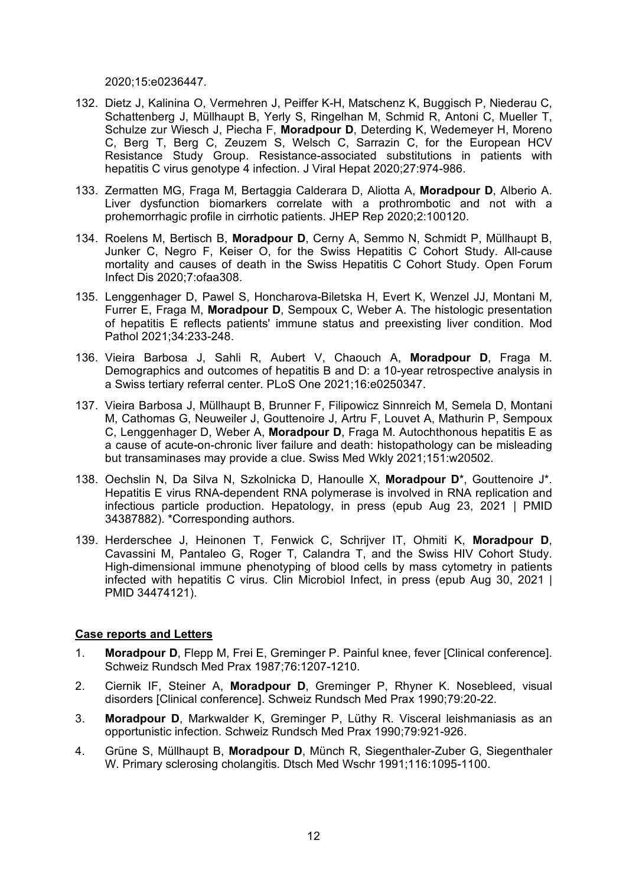2020;15:e0236447.

132. Dietz J, Kalinina O, Vermehren J, Peiffer K-H, Matschenz K, Buggisch P, Niederau C, Schattenberg J, Müllhaupt B, Yerly S, Ringelhan M, Schmid R, Antoni C, Mueller T, Schulze zur Wiesch J, Piecha F, **Moradpour D**, Deterding K, Wedemeyer H, Moreno C, Berg T, Berg C, Zeuzem S, Welsch C, Sarrazin C, for the European HCV Resistance Study Group. Resistance-associated substitutions in patients with hepatitis C virus genotype 4 infection. J Viral Hepat 2020;27:974-986.

133. Zermatten MG, Fraga M, Bertaggia Calderara D, Aliotta A, **Moradpour D**, Alberio A. Liver dysfunction biomarkers correlate with a prothrombotic and not with a prohemorrhagic profile in cirrhotic patients. JHEP Rep 2020;2:100120.

134. Roelens M, Bertisch B, **Moradpour D**, Cerny A, Semmo N, Schmidt P, Müllhaupt B, Junker C, Negro F, Keiser O, for the Swiss Hepatitis C Cohort Study. All-cause mortality and causes of death in the Swiss Hepatitis C Cohort Study. Open Forum Infect Dis 2020;7:ofaa308.

135. Lenggenhager D, Pawel S, Honcharova-Biletska H, Evert K, Wenzel JJ, Montani M, Furrer E, Fraga M, **Moradpour D**, Sempoux C, Weber A. The histologic presentation of hepatitis E reflects patients' immune status and preexisting liver condition. Mod Pathol 2021;34:233-248.

136. Vieira Barbosa J, Sahli R, Aubert V, Chaouch A, **Moradpour D**, Fraga M. Demographics and outcomes of hepatitis B and D: a 10-year retrospective analysis in a Swiss tertiary referral center. PLoS One 2021;16:e0250347.

137. Vieira Barbosa J, Müllhaupt B, Brunner F, Filipowicz Sinnreich M, Semela D, Montani M, Cathomas G, Neuweiler J, Gouttenoire J, Artru F, Louvet A, Mathurin P, Sempoux C, Lenggenhager D, Weber A, **Moradpour D**, Fraga M. Autochthonous hepatitis E as a cause of acute-on-chronic liver failure and death: histopathology can be misleading but transaminases may provide a clue. Swiss Med Wkly 2021;151:w20502.

138. Oechslin N, Da Silva N, Szkolnicka D, Hanoulle X, **Moradpour D***, Gouttenoire J*. Hepatitis E virus RNA-dependent RNA polymerase is involved in RNA replication and infectious particle production. Hepatology, in press (epub Aug 23, 2021 | PMID 34387882). *Corresponding authors.

139. Herderschee J, Heinonen T, Fenwick C, Schrijver IT, Ohmiti K, **Moradpour D**, Cavassini M, Pantaleo G, Roger T, Calandra T, and the Swiss HIV Cohort Study. High-dimensional immune phenotyping of blood cells by mass cytometry in patients infected with hepatitis C virus. Clin Microbiol Infect, in press (epub Aug 30, 2021 | PMID 34474121).

**Case reports and Letters**

1. **Moradpour D**, Flepp M, Frei E, Greminger P. Painful knee, fever [Clinical conference]. Schweiz Rundsch Med Prax 1987;76:1207-1210.

2. Ciernik IF, Steiner A, **Moradpour D**, Greminger P, Rhyner K. Nosebleed, visual disorders [Clinical conference]. Schweiz Rundsch Med Prax 1990;79:20-22.

3. **Moradpour D**, Markwalder K, Greminger P, Lüthy R. Visceral leishmaniasis as an opportunistic infection. Schweiz Rundsch Med Prax 1990;79:921-926.

4. Grüne S, Müllhaupt B, **Moradpour D**, Münch R, Siegenthaler-Zuber G, Siegenthaler W. Primary sclerosing cholangitis. Dtsch Med Wschr 1991;116:1095-1100.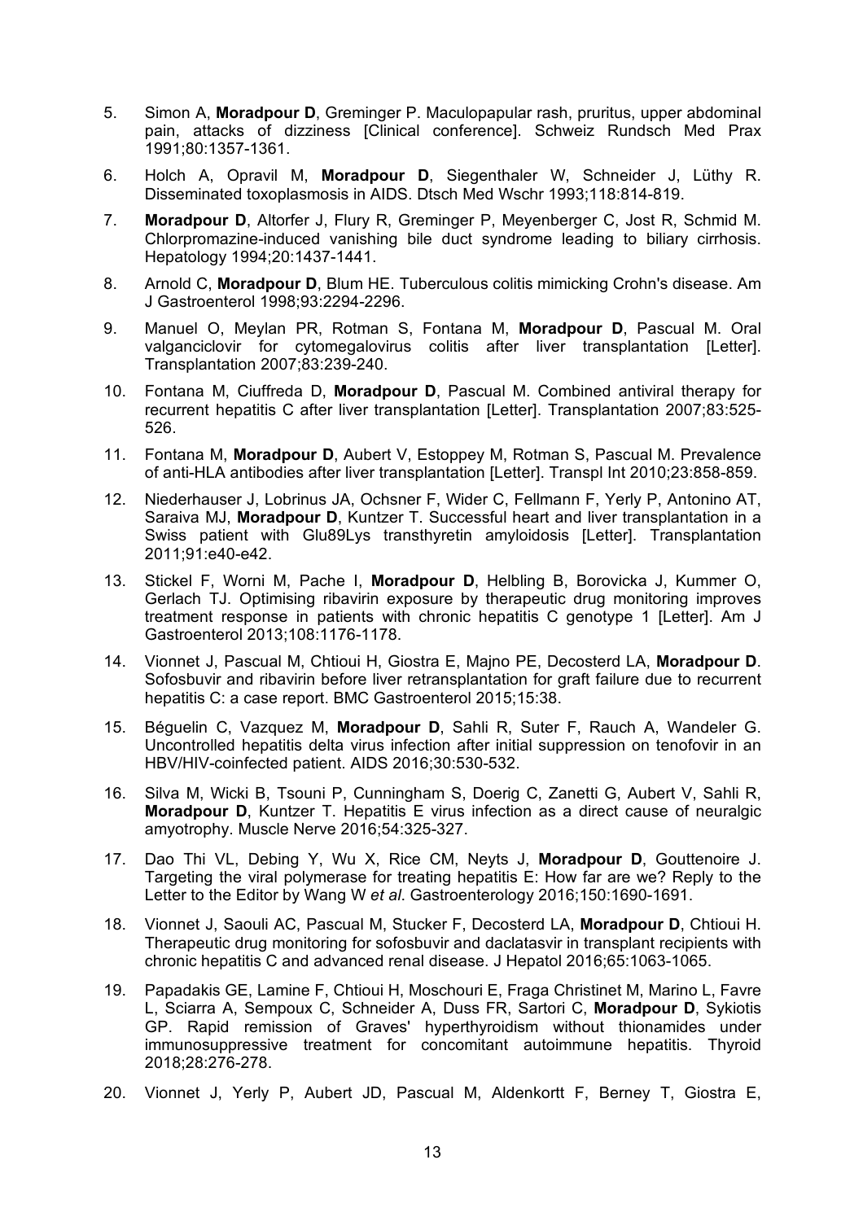5. Simon A, **Moradpour D**, Greminger P. Maculopapular rash, pruritus, upper abdominal pain, attacks of dizziness [Clinical conference]. Schweiz Rundsch Med Prax 1991;80:1357-1361.

6. Holch A, Opravil M, **Moradpour D**, Siegenthaler W, Schneider J, Lüthy R. Disseminated toxoplasmosis in AIDS. Dtsch Med Wschr 1993;118:814-819.

7. **Moradpour D**, Altorfer J, Flury R, Greminger P, Meyenberger C, Jost R, Schmid M. Chlorpromazine-induced vanishing bile duct syndrome leading to biliary cirrhosis. Hepatology 1994;20:1437-1441.

8. Arnold C, **Moradpour D**, Blum HE. Tuberculous colitis mimicking Crohn's disease. Am J Gastroenterol 1998;93:2294-2296.

9. Manuel O, Meylan PR, Rotman S, Fontana M, **Moradpour D**, Pascual M. Oral valganciclovir for cytomegalovirus colitis after liver transplantation [Letter]. Transplantation 2007;83:239-240.

10. Fontana M, Ciuffreda D, **Moradpour D**, Pascual M. Combined antiviral therapy for recurrent hepatitis C after liver transplantation [Letter]. Transplantation 2007;83:525-526.

11. Fontana M, **Moradpour D**, Aubert V, Estoppey M, Rotman S, Pascual M. Prevalence of anti-HLA antibodies after liver transplantation [Letter]. Transpl Int 2010;23:858-859.

12. Niederhauser J, Lobrinus JA, Ochsner F, Wider C, Fellmann F, Yerly P, Antonino AT, Saraiva MJ, **Moradpour D**, Kuntzer T. Successful heart and liver transplantation in a Swiss patient with Glu89Lys transthyretin amyloidosis [Letter]. Transplantation 2011;91:e40-e42.

13. Stickel F, Worni M, Pache I, **Moradpour D**, Helbling B, Borovicka J, Kummer O, Gerlach TJ. Optimising ribavirin exposure by therapeutic drug monitoring improves treatment response in patients with chronic hepatitis C genotype 1 [Letter]. Am J Gastroenterol 2013;108:1176-1178.

14. Vionnet J, Pascual M, Chtioui H, Giostra E, Majno PE, Decosterd LA, **Moradpour D**. Sofosbuvir and ribavirin before liver retransplantation for graft failure due to recurrent hepatitis C: a case report. BMC Gastroenterol 2015;15:38.

15. Béguelin C, Vazquez M, **Moradpour D**, Sahli R, Suter F, Rauch A, Wandeler G. Uncontrolled hepatitis delta virus infection after initial suppression on tenofovir in an HBV/HIV-coinfected patient. AIDS 2016;30:530-532.

16. Silva M, Wicki B, Tsouni P, Cunningham S, Doerig C, Zanetti G, Aubert V, Sahli R, **Moradpour D**, Kuntzer T. Hepatitis E virus infection as a direct cause of neuralgic amyotrophy. Muscle Nerve 2016;54:325-327.

17. Dao Thi VL, Debing Y, Wu X, Rice CM, Neyts J, **Moradpour D**, Gouttenoire J. Targeting the viral polymerase for treating hepatitis E: How far are we? Reply to the Letter to the Editor by Wang W *et al*. Gastroenterology 2016;150:1690-1691.

18. Vionnet J, Saouli AC, Pascual M, Stucker F, Decosterd LA, **Moradpour D**, Chtioui H. Therapeutic drug monitoring for sofosbuvir and daclatasvir in transplant recipients with chronic hepatitis C and advanced renal disease. J Hepatol 2016;65:1063-1065.

19. Papadakis GE, Lamine F, Chtioui H, Moschouri E, Fraga Christinet M, Marino L, Favre L, Sciarra A, Sempoux C, Schneider A, Duss FR, Sartori C, **Moradpour D**, Sykiotis GP. Rapid remission of Graves' hyperthyroidism without thionamides under immunosuppressive treatment for concomitant autoimmune hepatitis. Thyroid 2018;28:276-278.

20. Vionnet J, Yerly P, Aubert JD, Pascual M, Aldenkortt F, Berney T, Giostra E,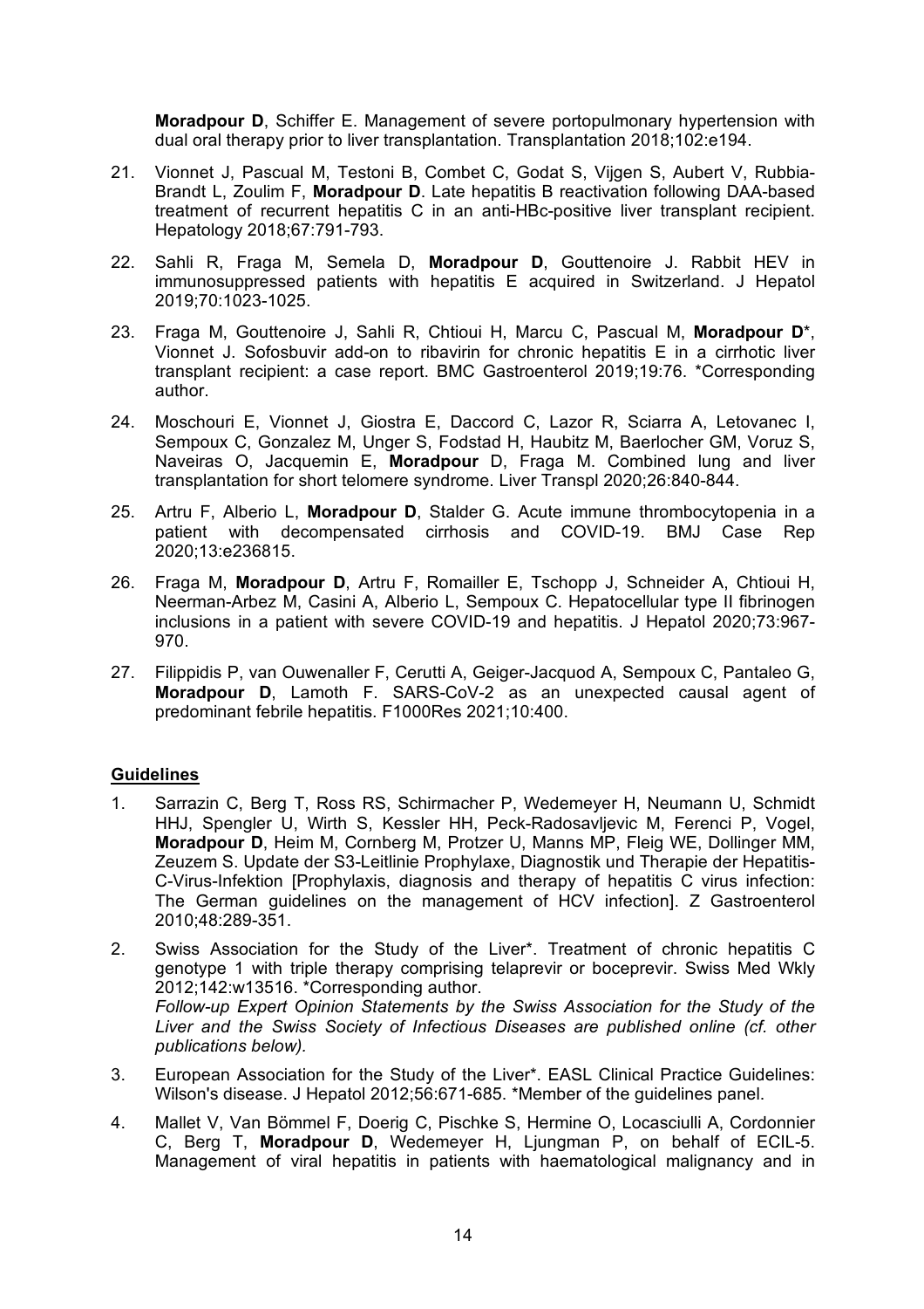**Moradpour D**, Schiffer E. Management of severe portopulmonary hypertension with dual oral therapy prior to liver transplantation. Transplantation 2018;102:e194.

21. Vionnet J, Pascual M, Testoni B, Combet C, Godat S, Vijgen S, Aubert V, Rubbia-Brandt L, Zoulim F, **Moradpour D**. Late hepatitis B reactivation following DAA-based treatment of recurrent hepatitis C in an anti-HBc-positive liver transplant recipient. Hepatology 2018;67:791-793.

22. Sahli R, Fraga M, Semela D, **Moradpour D**, Gouttenoire J. Rabbit HEV in immunosuppressed patients with hepatitis E acquired in Switzerland. J Hepatol 2019;70:1023-1025.

23. Fraga M, Gouttenoire J, Sahli R, Chtioui H, Marcu C, Pascual M, **Moradpour D***, Vionnet J. Sofosbuvir add-on to ribavirin for chronic hepatitis E in a cirrhotic liver transplant recipient: a case report. BMC Gastroenterol 2019;19:76. *Corresponding author.

24. Moschouri E, Vionnet J, Giostra E, Daccord C, Lazor R, Sciarra A, Letovanec I, Sempoux C, Gonzalez M, Unger S, Fodstad H, Haubitz M, Baerlocher GM, Voruz S, Naveiras O, Jacquemin E, **Moradpour** D, Fraga M. Combined lung and liver transplantation for short telomere syndrome. Liver Transpl 2020;26:840-844.

25. Artru F, Alberio L, **Moradpour D**, Stalder G. Acute immune thrombocytopenia in a patient with decompensated cirrhosis and COVID-19. BMJ Case Rep 2020;13:e236815.

26. Fraga M, **Moradpour D**, Artru F, Romailler E, Tschopp J, Schneider A, Chtioui H, Neerman-Arbez M, Casini A, Alberio L, Sempoux C. Hepatocellular type II fibrinogen inclusions in a patient with severe COVID-19 and hepatitis. J Hepatol 2020;73:967-970.

27. Filippidis P, van Ouwenaller F, Cerutti A, Geiger-Jacquod A, Sempoux C, Pantaleo G, **Moradpour D**, Lamoth F. SARS-CoV-2 as an unexpected causal agent of predominant febrile hepatitis. F1000Res 2021;10:400.

## Guidelines

1. Sarrazin C, Berg T, Ross RS, Schirmacher P, Wedemeyer H, Neumann U, Schmidt HHJ, Spengler U, Wirth S, Kessler HH, Peck-Radosavljevic M, Ferenci P, Vogel, **Moradpour D**, Heim M, Cornberg M, Protzer U, Manns MP, Fleig WE, Dollinger MM, Zeuzem S. Update der S3-Leitlinie Prophylaxe, Diagnostik und Therapie der Hepatitis-C-Virus-Infektion [Prophylaxis, diagnosis and therapy of hepatitis C virus infection: The German guidelines on the management of HCV infection]. Z Gastroenterol 2010;48:289-351.

2. Swiss Association for the Study of the Liver*. Treatment of chronic hepatitis C genotype 1 with triple therapy comprising telaprevir or boceprevir. Swiss Med Wkly 2012;142:w13516. *Corresponding author.
   *Follow-up Expert Opinion Statements by the Swiss Association for the Study of the Liver and the Swiss Society of Infectious Diseases are published online (cf. other publications below).*

3. European Association for the Study of the Liver*. EASL Clinical Practice Guidelines: Wilson's disease. J Hepatol 2012;56:671-685. *Member of the guidelines panel.

4. Mallet V, Van Bömmel F, Doerig C, Pischke S, Hermine O, Locasciulli A, Cordonnier C, Berg T, **Moradpour D**, Wedemeyer H, Ljungman P, on behalf of ECIL-5. Management of viral hepatitis in patients with haematological malignancy and in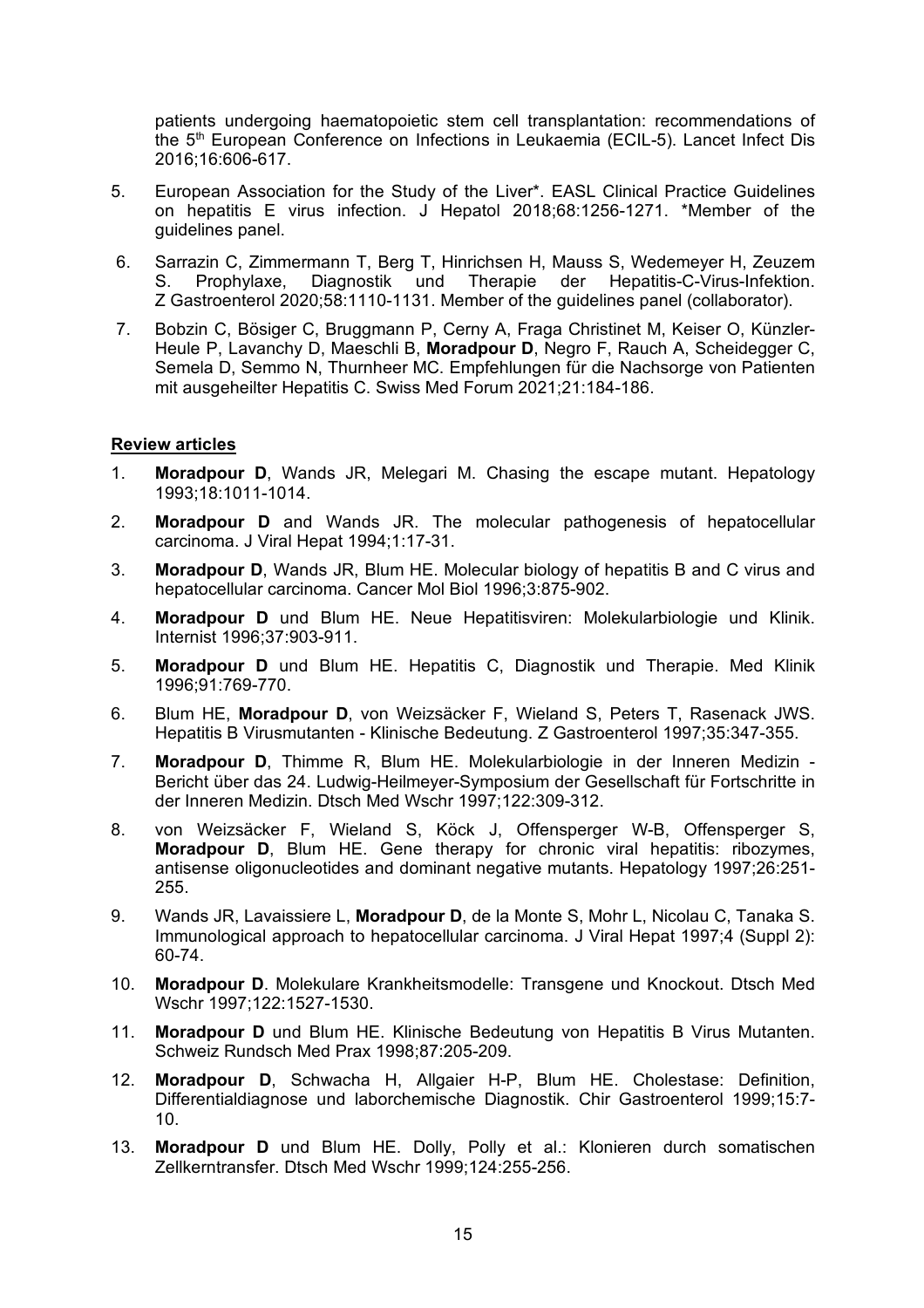patients undergoing haematopoietic stem cell transplantation: recommendations of the 5th European Conference on Infections in Leukaemia (ECIL-5). Lancet Infect Dis 2016;16:606-617.

5. European Association for the Study of the Liver*. EASL Clinical Practice Guidelines on hepatitis E virus infection. J Hepatol 2018;68:1256-1271. *Member of the guidelines panel.

6. Sarrazin C, Zimmermann T, Berg T, Hinrichsen H, Mauss S, Wedemeyer H, Zeuzem S. Prophylaxe, Diagnostik und Therapie der Hepatitis-C-Virus-Infektion. Z Gastroenterol 2020;58:1110-1131. Member of the guidelines panel (collaborator).

7. Bobzin C, Bösiger C, Bruggmann P, Cerny A, Fraga Christinet M, Keiser O, Künzler-Heule P, Lavanchy D, Maeschli B, **Moradpour D**, Negro F, Rauch A, Scheidegger C, Semela D, Semmo N, Thurnheer MC. Empfehlungen für die Nachsorge von Patienten mit ausgeheilter Hepatitis C. Swiss Med Forum 2021;21:184-186.

**Review articles**

1. **Moradpour D**, Wands JR, Melegari M. Chasing the escape mutant. Hepatology 1993;18:1011-1014.

2. **Moradpour D** and Wands JR. The molecular pathogenesis of hepatocellular carcinoma. J Viral Hepat 1994;1:17-31.

3. **Moradpour D**, Wands JR, Blum HE. Molecular biology of hepatitis B and C virus and hepatocellular carcinoma. Cancer Mol Biol 1996;3:875-902.

4. **Moradpour D** und Blum HE. Neue Hepatitisviren: Molekularbiologie und Klinik. Internist 1996;37:903-911.

5. **Moradpour D** und Blum HE. Hepatitis C, Diagnostik und Therapie. Med Klinik 1996;91:769-770.

6. Blum HE, **Moradpour D**, von Weizsäcker F, Wieland S, Peters T, Rasenack JWS. Hepatitis B Virusmutanten - Klinische Bedeutung. Z Gastroenterol 1997;35:347-355.

7. **Moradpour D**, Thimme R, Blum HE. Molekularbiologie in der Inneren Medizin - Bericht über das 24. Ludwig-Heilmeyer-Symposium der Gesellschaft für Fortschritte in der Inneren Medizin. Dtsch Med Wschr 1997;122:309-312.

8. von Weizsäcker F, Wieland S, Köck J, Offensperger W-B, Offensperger S, **Moradpour D**, Blum HE. Gene therapy for chronic viral hepatitis: ribozymes, antisense oligonucleotides and dominant negative mutants. Hepatology 1997;26:251-255.

9. Wands JR, Lavaissiere L, **Moradpour D**, de la Monte S, Mohr L, Nicolau C, Tanaka S. Immunological approach to hepatocellular carcinoma. J Viral Hepat 1997;4 (Suppl 2): 60-74.

10. **Moradpour D**. Molekulare Krankheitsmodelle: Transgene und Knockout. Dtsch Med Wschr 1997;122:1527-1530.

11. **Moradpour D** und Blum HE. Klinische Bedeutung von Hepatitis B Virus Mutanten. Schweiz Rundsch Med Prax 1998;87:205-209.

12. **Moradpour D**, Schwacha H, Allgaier H-P, Blum HE. Cholestase: Definition, Differentialdiagnose und laborchemische Diagnostik. Chir Gastroenterol 1999;15:7-10.

13. **Moradpour D** und Blum HE. Dolly, Polly et al.: Klonieren durch somatischen Zellkerntransfer. Dtsch Med Wschr 1999;124:255-256.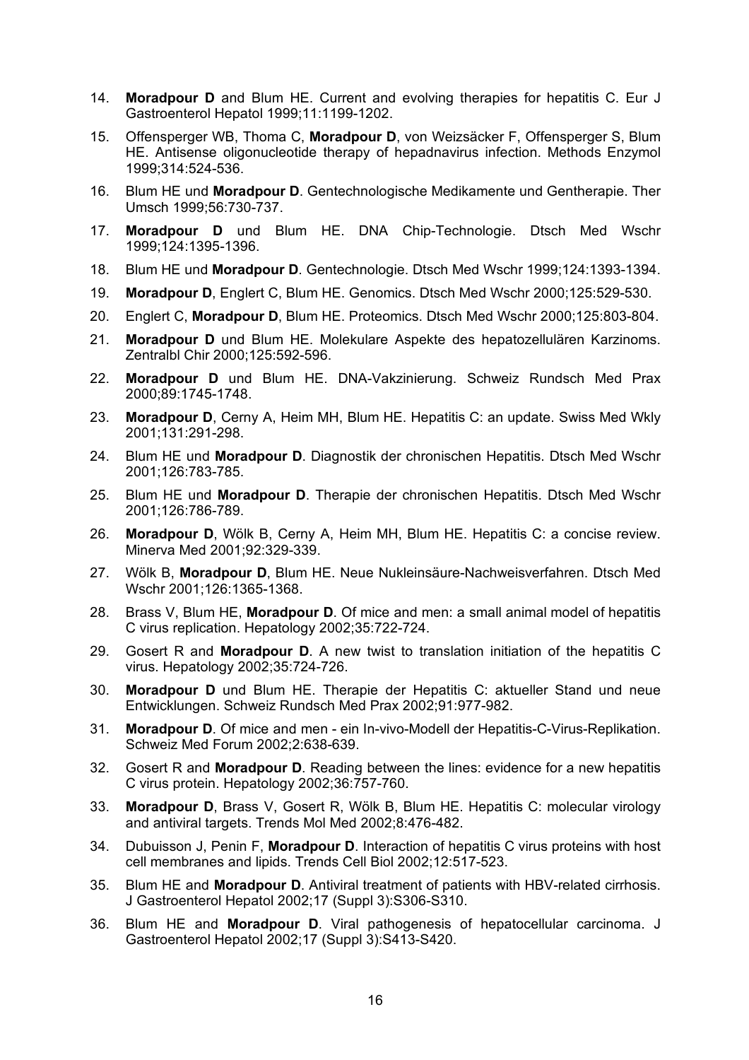14. **Moradpour D** and Blum HE. Current and evolving therapies for hepatitis C. Eur J Gastroenterol Hepatol 1999;11:1199-1202.

15. Offensperger WB, Thoma C, **Moradpour D**, von Weizsäcker F, Offensperger S, Blum HE. Antisense oligonucleotide therapy of hepadnavirus infection. Methods Enzymol 1999;314:524-536.

16. Blum HE und **Moradpour D**. Gentechnologische Medikamente und Gentherapie. Ther Umsch 1999;56:730-737.

17. **Moradpour D** und Blum HE. DNA Chip-Technologie. Dtsch Med Wschr 1999;124:1395-1396.

18. Blum HE und **Moradpour D**. Gentechnologie. Dtsch Med Wschr 1999;124:1393-1394.

19. **Moradpour D**, Englert C, Blum HE. Genomics. Dtsch Med Wschr 2000;125:529-530.

20. Englert C, **Moradpour D**, Blum HE. Proteomics. Dtsch Med Wschr 2000;125:803-804.

21. **Moradpour D** und Blum HE. Molekulare Aspekte des hepatozellulären Karzinoms. Zentralbl Chir 2000;125:592-596.

22. **Moradpour D** und Blum HE. DNA-Vakzinierung. Schweiz Rundsch Med Prax 2000;89:1745-1748.

23. **Moradpour D**, Cerny A, Heim MH, Blum HE. Hepatitis C: an update. Swiss Med Wkly 2001;131:291-298.

24. Blum HE und **Moradpour D**. Diagnostik der chronischen Hepatitis. Dtsch Med Wschr 2001;126:783-785.

25. Blum HE und **Moradpour D**. Therapie der chronischen Hepatitis. Dtsch Med Wschr 2001;126:786-789.

26. **Moradpour D**, Wölk B, Cerny A, Heim MH, Blum HE. Hepatitis C: a concise review. Minerva Med 2001;92:329-339.

27. Wölk B, **Moradpour D**, Blum HE. Neue Nukleinsäure-Nachweisverfahren. Dtsch Med Wschr 2001;126:1365-1368.

28. Brass V, Blum HE, **Moradpour D**. Of mice and men: a small animal model of hepatitis C virus replication. Hepatology 2002;35:722-724.

29. Gosert R and **Moradpour D**. A new twist to translation initiation of the hepatitis C virus. Hepatology 2002;35:724-726.

30. **Moradpour D** und Blum HE. Therapie der Hepatitis C: aktueller Stand und neue Entwicklungen. Schweiz Rundsch Med Prax 2002;91:977-982.

31. **Moradpour D**. Of mice and men - ein In-vivo-Modell der Hepatitis-C-Virus-Replikation. Schweiz Med Forum 2002;2:638-639.

32. Gosert R and **Moradpour D**. Reading between the lines: evidence for a new hepatitis C virus protein. Hepatology 2002;36:757-760.

33. **Moradpour D**, Brass V, Gosert R, Wölk B, Blum HE. Hepatitis C: molecular virology and antiviral targets. Trends Mol Med 2002;8:476-482.

34. Dubuisson J, Penin F, **Moradpour D**. Interaction of hepatitis C virus proteins with host cell membranes and lipids. Trends Cell Biol 2002;12:517-523.

35. Blum HE and **Moradpour D**. Antiviral treatment of patients with HBV-related cirrhosis. J Gastroenterol Hepatol 2002;17 (Suppl 3):S306-S310.

36. Blum HE and **Moradpour D**. Viral pathogenesis of hepatocellular carcinoma. J Gastroenterol Hepatol 2002;17 (Suppl 3):S413-S420.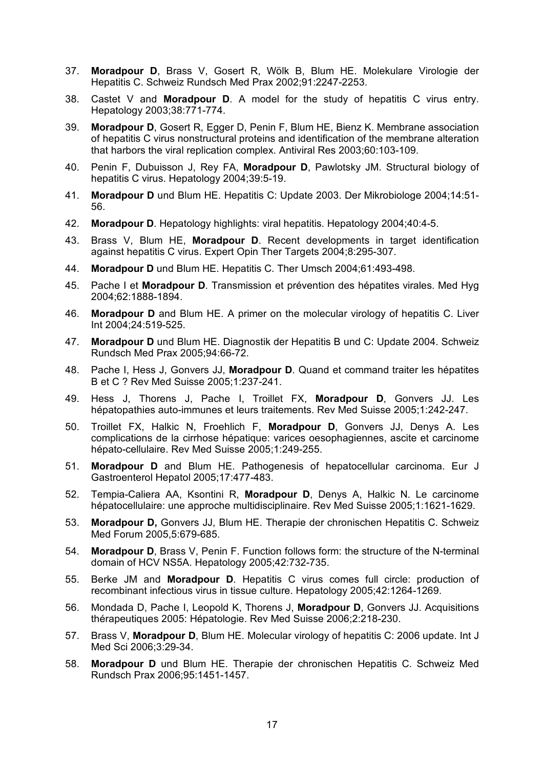37. **Moradpour D**, Brass V, Gosert R, Wölk B, Blum HE. Molekulare Virologie der Hepatitis C. Schweiz Rundsch Med Prax 2002;91:2247-2253.

38. Castet V and **Moradpour D**. A model for the study of hepatitis C virus entry. Hepatology 2003;38:771-774.

39. **Moradpour D**, Gosert R, Egger D, Penin F, Blum HE, Bienz K. Membrane association of hepatitis C virus nonstructural proteins and identification of the membrane alteration that harbors the viral replication complex. Antiviral Res 2003;60:103-109.

40. Penin F, Dubuisson J, Rey FA, **Moradpour D**, Pawlotsky JM. Structural biology of hepatitis C virus. Hepatology 2004;39:5-19.

41. **Moradpour D** und Blum HE. Hepatitis C: Update 2003. Der Mikrobiologe 2004;14:51-56.

42. **Moradpour D**. Hepatology highlights: viral hepatitis. Hepatology 2004;40:4-5.

43. Brass V, Blum HE, **Moradpour D**. Recent developments in target identification against hepatitis C virus. Expert Opin Ther Targets 2004;8:295-307.

44. **Moradpour D** und Blum HE. Hepatitis C. Ther Umsch 2004;61:493-498.

45. Pache I et **Moradpour D**. Transmission et prévention des hépatites virales. Med Hyg 2004;62:1888-1894.

46. **Moradpour D** and Blum HE. A primer on the molecular virology of hepatitis C. Liver Int 2004;24:519-525.

47. **Moradpour D** und Blum HE. Diagnostik der Hepatitis B und C: Update 2004. Schweiz Rundsch Med Prax 2005;94:66-72.

48. Pache I, Hess J, Gonvers JJ, **Moradpour D**. Quand et command traiter les hépatites B et C ? Rev Med Suisse 2005;1:237-241.

49. Hess J, Thorens J, Pache I, Troillet FX, **Moradpour D**, Gonvers JJ. Les hépatopathies auto-immunes et leurs traitements. Rev Med Suisse 2005;1:242-247.

50. Troillet FX, Halkic N, Froehlich F, **Moradpour D**, Gonvers JJ, Denys A. Les complications de la cirrhose hépatique: varices oesophagiennes, ascite et carcinome hépato-cellulaire. Rev Med Suisse 2005;1:249-255.

51. **Moradpour D** and Blum HE. Pathogenesis of hepatocellular carcinoma. Eur J Gastroenterol Hepatol 2005;17:477-483.

52. Tempia-Caliera AA, Ksontini R, **Moradpour D**, Denys A, Halkic N. Le carcinome hépatocellulaire: une approche multidisciplinaire. Rev Med Suisse 2005;1:1621-1629.

53. **Moradpour D,** Gonvers JJ, Blum HE. Therapie der chronischen Hepatitis C. Schweiz Med Forum 2005,5:679-685.

54. **Moradpour D**, Brass V, Penin F. Function follows form: the structure of the N-terminal domain of HCV NS5A. Hepatology 2005;42:732-735.

55. Berke JM and **Moradpour D**. Hepatitis C virus comes full circle: production of recombinant infectious virus in tissue culture. Hepatology 2005;42:1264-1269.

56. Mondada D, Pache I, Leopold K, Thorens J, **Moradpour D**, Gonvers JJ. Acquisitions thérapeutiques 2005: Hépatologie. Rev Med Suisse 2006;2:218-230.

57. Brass V, **Moradpour D**, Blum HE. Molecular virology of hepatitis C: 2006 update. Int J Med Sci 2006;3:29-34.

58. **Moradpour D** und Blum HE. Therapie der chronischen Hepatitis C. Schweiz Med Rundsch Prax 2006;95:1451-1457.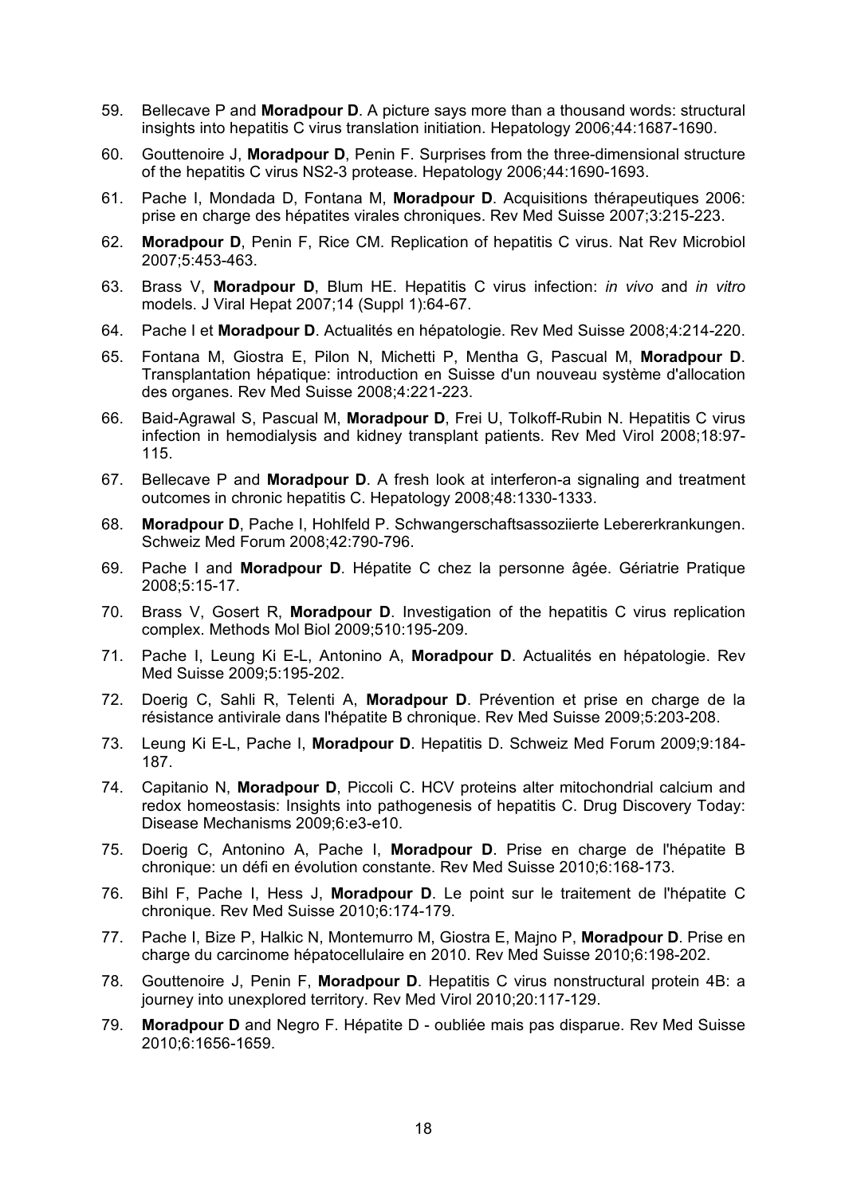59. Bellecave P and **Moradpour D**. A picture says more than a thousand words: structural insights into hepatitis C virus translation initiation. Hepatology 2006;44:1687-1690.

60. Gouttenoire J, **Moradpour D**, Penin F. Surprises from the three-dimensional structure of the hepatitis C virus NS2-3 protease. Hepatology 2006;44:1690-1693.

61. Pache I, Mondada D, Fontana M, **Moradpour D**. Acquisitions thérapeutiques 2006: prise en charge des hépatites virales chroniques. Rev Med Suisse 2007;3:215-223.

62. **Moradpour D**, Penin F, Rice CM. Replication of hepatitis C virus. Nat Rev Microbiol 2007;5:453-463.

63. Brass V, **Moradpour D**, Blum HE. Hepatitis C virus infection: *in vivo* and *in vitro* models. J Viral Hepat 2007;14 (Suppl 1):64-67.

64. Pache I et **Moradpour D**. Actualités en hépatologie. Rev Med Suisse 2008;4:214-220.

65. Fontana M, Giostra E, Pilon N, Michetti P, Mentha G, Pascual M, **Moradpour D**. Transplantation hépatique: introduction en Suisse d'un nouveau système d'allocation des organes. Rev Med Suisse 2008;4:221-223.

66. Baid-Agrawal S, Pascual M, **Moradpour D**, Frei U, Tolkoff-Rubin N. Hepatitis C virus infection in hemodialysis and kidney transplant patients. Rev Med Virol 2008;18:97-115.

67. Bellecave P and **Moradpour D**. A fresh look at interferon-a signaling and treatment outcomes in chronic hepatitis C. Hepatology 2008;48:1330-1333.

68. **Moradpour D**, Pache I, Hohlfeld P. Schwangerschaftsassoziierte Lebererkrankungen. Schweiz Med Forum 2008;42:790-796.

69. Pache I and **Moradpour D**. Hépatite C chez la personne âgée. Gériatrie Pratique 2008;5:15-17.

70. Brass V, Gosert R, **Moradpour D**. Investigation of the hepatitis C virus replication complex. Methods Mol Biol 2009;510:195-209.

71. Pache I, Leung Ki E-L, Antonino A, **Moradpour D**. Actualités en hépatologie. Rev Med Suisse 2009;5:195-202.

72. Doerig C, Sahli R, Telenti A, **Moradpour D**. Prévention et prise en charge de la résistance antivirale dans l'hépatite B chronique. Rev Med Suisse 2009;5:203-208.

73. Leung Ki E-L, Pache I, **Moradpour D**. Hepatitis D. Schweiz Med Forum 2009;9:184-187.

74. Capitanio N, **Moradpour D**, Piccoli C. HCV proteins alter mitochondrial calcium and redox homeostasis: Insights into pathogenesis of hepatitis C. Drug Discovery Today: Disease Mechanisms 2009;6:e3-e10.

75. Doerig C, Antonino A, Pache I, **Moradpour D**. Prise en charge de l'hépatite B chronique: un défi en évolution constante. Rev Med Suisse 2010;6:168-173.

76. Bihl F, Pache I, Hess J, **Moradpour D**. Le point sur le traitement de l'hépatite C chronique. Rev Med Suisse 2010;6:174-179.

77. Pache I, Bize P, Halkic N, Montemurro M, Giostra E, Majno P, **Moradpour D**. Prise en charge du carcinome hépatocellulaire en 2010. Rev Med Suisse 2010;6:198-202.

78. Gouttenoire J, Penin F, **Moradpour D**. Hepatitis C virus nonstructural protein 4B: a journey into unexplored territory. Rev Med Virol 2010;20:117-129.

79. **Moradpour D** and Negro F. Hépatite D - oubliée mais pas disparue. Rev Med Suisse 2010;6:1656-1659.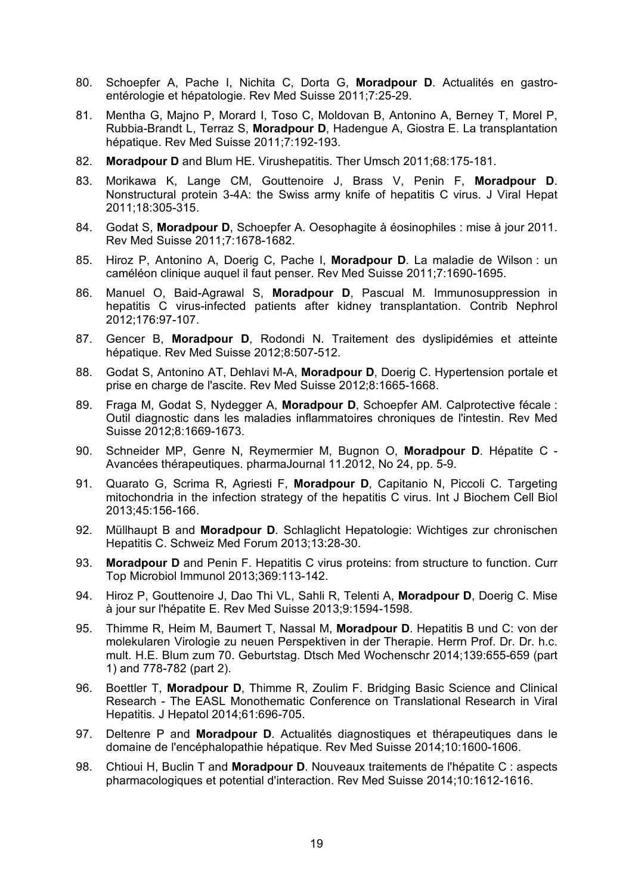80. Schoepfer A, Pache I, Nichita C, Dorta G, **Moradpour D**. Actualités en gastroentérologie et hépatologie. Rev Med Suisse 2011;7:25-29.

81. Mentha G, Majno P, Morard I, Toso C, Moldovan B, Antonino A, Berney T, Morel P, Rubbia-Brandt L, Terraz S, **Moradpour D**, Hadengue A, Giostra E. La transplantation hépatique. Rev Med Suisse 2011;7:192-193.

82. **Moradpour D** and Blum HE. Virushepatitis. Ther Umsch 2011;68:175-181.

83. Morikawa K, Lange CM, Gouttenoire J, Brass V, Penin F, **Moradpour D**. Nonstructural protein 3-4A: the Swiss army knife of hepatitis C virus. J Viral Hepat 2011;18:305-315.

84. Godat S, **Moradpour D**, Schoepfer A. Oesophagite à éosinophiles : mise à jour 2011. Rev Med Suisse 2011;7:1678-1682.

85. Hiroz P, Antonino A, Doerig C, Pache I, **Moradpour D**. La maladie de Wilson : un caméléon clinique auquel il faut penser. Rev Med Suisse 2011;7:1690-1695.

86. Manuel O, Baid-Agrawal S, **Moradpour D**, Pascual M. Immunosuppression in hepatitis C virus-infected patients after kidney transplantation. Contrib Nephrol 2012;176:97-107.

87. Gencer B, **Moradpour D**, Rodondi N. Traitement des dyslipidémies et atteinte hépatique. Rev Med Suisse 2012;8:507-512.

88. Godat S, Antonino AT, Dehlavi M-A, **Moradpour D**, Doerig C. Hypertension portale et prise en charge de l'ascite. Rev Med Suisse 2012;8:1665-1668.

89. Fraga M, Godat S, Nydegger A, **Moradpour D**, Schoepfer AM. Calprotective fécale : Outil diagnostic dans les maladies inflammatoires chroniques de l'intestin. Rev Med Suisse 2012;8:1669-1673.

90. Schneider MP, Genre N, Reymermier M, Bugnon O, **Moradpour D**. Hépatite C - Avancées thérapeutiques. pharmaJournal 11.2012, No 24, pp. 5-9.

91. Quarato G, Scrima R, Agriesti F, **Moradpour D**, Capitanio N, Piccoli C. Targeting mitochondria in the infection strategy of the hepatitis C virus. Int J Biochem Cell Biol 2013;45:156-166.

92. Müllhaupt B and **Moradpour D**. Schlaglicht Hepatologie: Wichtiges zur chronischen Hepatitis C. Schweiz Med Forum 2013;13:28-30.

93. **Moradpour D** and Penin F. Hepatitis C virus proteins: from structure to function. Curr Top Microbiol Immunol 2013;369:113-142.

94. Hiroz P, Gouttenoire J, Dao Thi VL, Sahli R, Telenti A, **Moradpour D**, Doerig C. Mise à jour sur l'hépatite E. Rev Med Suisse 2013;9:1594-1598.

95. Thimme R, Heim M, Baumert T, Nassal M, **Moradpour D**. Hepatitis B und C: von der molekularen Virologie zu neuen Perspektiven in der Therapie. Herrn Prof. Dr. Dr. h.c. mult. H.E. Blum zum 70. Geburtstag. Dtsch Med Wochenschr 2014;139:655-659 (part 1) and 778-782 (part 2).

96. Boettler T, **Moradpour D**, Thimme R, Zoulim F. Bridging Basic Science and Clinical Research - The EASL Monothematic Conference on Translational Research in Viral Hepatitis. J Hepatol 2014;61:696-705.

97. Deltenre P and **Moradpour D**. Actualités diagnostiques et thérapeutiques dans le domaine de l'encéphalopathie hépatique. Rev Med Suisse 2014;10:1600-1606.

98. Chtioui H, Buclin T and **Moradpour D**. Nouveaux traitements de l'hépatite C : aspects pharmacologiques et potential d'interaction. Rev Med Suisse 2014;10:1612-1616.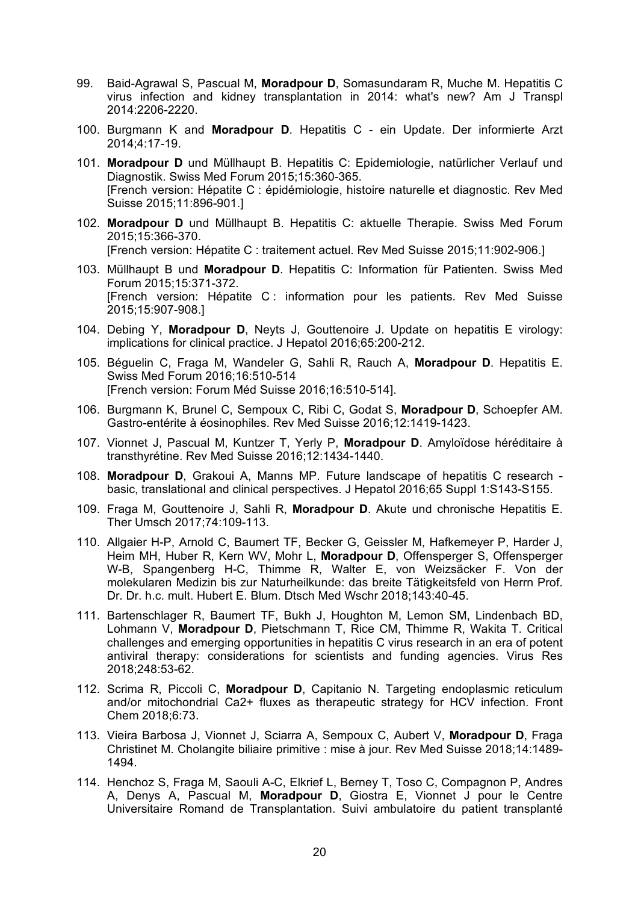99. Baid-Agrawal S, Pascual M, **Moradpour D**, Somasundaram R, Muche M. Hepatitis C virus infection and kidney transplantation in 2014: what's new? Am J Transpl 2014:2206-2220.

100. Burgmann K and **Moradpour D**. Hepatitis C - ein Update. Der informierte Arzt 2014;4:17-19.

101. **Moradpour D** und Müllhaupt B. Hepatitis C: Epidemiologie, natürlicher Verlauf und Diagnostik. Swiss Med Forum 2015;15:360-365.
[French version: Hépatite C : épidémiologie, histoire naturelle et diagnostic. Rev Med Suisse 2015;11:896-901.]

102. **Moradpour D** und Müllhaupt B. Hepatitis C: aktuelle Therapie. Swiss Med Forum 2015;15:366-370.
[French version: Hépatite C : traitement actuel. Rev Med Suisse 2015;11:902-906.]

103. Müllhaupt B und **Moradpour D**. Hepatitis C: Information für Patienten. Swiss Med Forum 2015;15:371-372.
[French version: Hépatite C : information pour les patients. Rev Med Suisse 2015;15:907-908.]

104. Debing Y, **Moradpour D**, Neyts J, Gouttenoire J. Update on hepatitis E virology: implications for clinical practice. J Hepatol 2016;65:200-212.

105. Béguelin C, Fraga M, Wandeler G, Sahli R, Rauch A, **Moradpour D**. Hepatitis E. Swiss Med Forum 2016;16:510-514
[French version: Forum Méd Suisse 2016;16:510-514].

106. Burgmann K, Brunel C, Sempoux C, Ribi C, Godat S, **Moradpour D**, Schoepfer AM. Gastro-entérite à éosinophiles. Rev Med Suisse 2016;12:1419-1423.

107. Vionnet J, Pascual M, Kuntzer T, Yerly P, **Moradpour D**. Amyloïdose héréditaire à transthyrétine. Rev Med Suisse 2016;12:1434-1440.

108. **Moradpour D**, Grakoui A, Manns MP. Future landscape of hepatitis C research - basic, translational and clinical perspectives. J Hepatol 2016;65 Suppl 1:S143-S155.

109. Fraga M, Gouttenoire J, Sahli R, **Moradpour D**. Akute und chronische Hepatitis E. Ther Umsch 2017;74:109-113.

110. Allgaier H-P, Arnold C, Baumert TF, Becker G, Geissler M, Hafkemeyer P, Harder J, Heim MH, Huber R, Kern WV, Mohr L, **Moradpour D**, Offensperger S, Offensperger W-B, Spangenberg H-C, Thimme R, Walter E, von Weizsäcker F. Von der molekularen Medizin bis zur Naturheilkunde: das breite Tätigkeitsfeld von Herrn Prof. Dr. Dr. h.c. mult. Hubert E. Blum. Dtsch Med Wschr 2018;143:40-45.

111. Bartenschlager R, Baumert TF, Bukh J, Houghton M, Lemon SM, Lindenbach BD, Lohmann V, **Moradpour D**, Pietschmann T, Rice CM, Thimme R, Wakita T. Critical challenges and emerging opportunities in hepatitis C virus research in an era of potent antiviral therapy: considerations for scientists and funding agencies. Virus Res 2018;248:53-62.

112. Scrima R, Piccoli C, **Moradpour D**, Capitanio N. Targeting endoplasmic reticulum and/or mitochondrial Ca2+ fluxes as therapeutic strategy for HCV infection. Front Chem 2018;6:73.

113. Vieira Barbosa J, Vionnet J, Sciarra A, Sempoux C, Aubert V, **Moradpour D**, Fraga Christinet M. Cholangite biliaire primitive : mise à jour. Rev Med Suisse 2018;14:1489-1494.

114. Henchoz S, Fraga M, Saouli A-C, Elkrief L, Berney T, Toso C, Compagnon P, Andres A, Denys A, Pascual M, **Moradpour D**, Giostra E, Vionnet J pour le Centre Universitaire Romand de Transplantation. Suivi ambulatoire du patient transplanté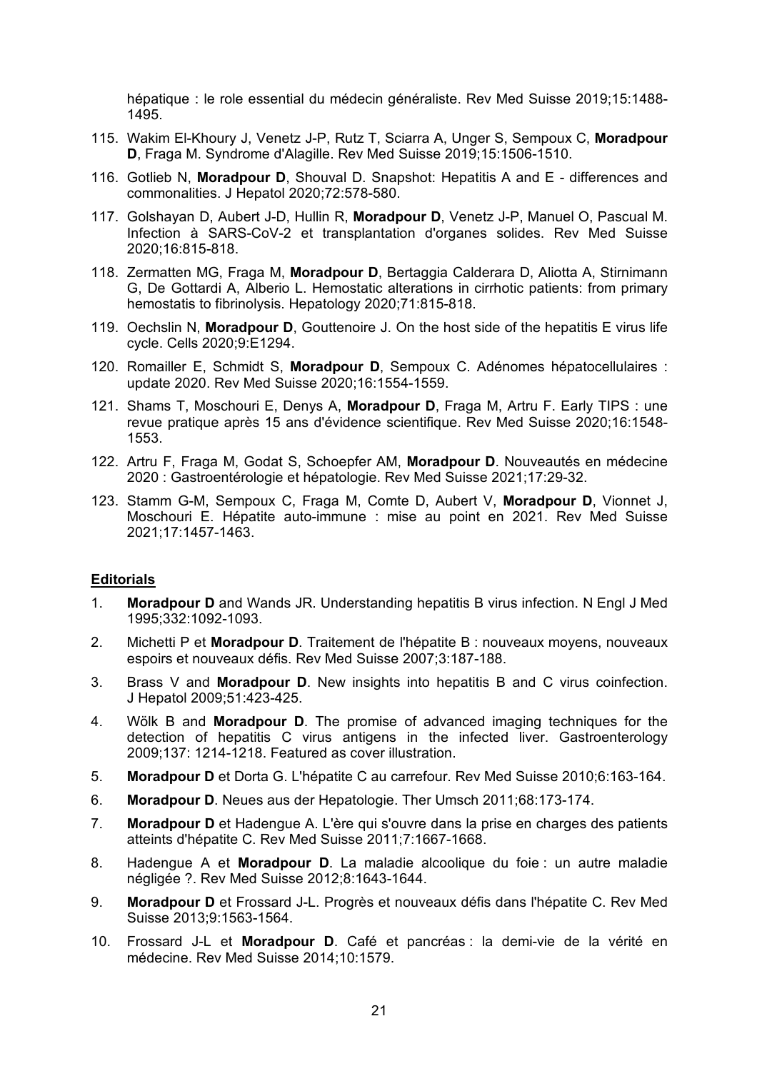hépatique : le role essential du médecin généraliste. Rev Med Suisse 2019;15:1488-1495.

115. Wakim El-Khoury J, Venetz J-P, Rutz T, Sciarra A, Unger S, Sempoux C, **Moradpour D**, Fraga M. Syndrome d'Alagille. Rev Med Suisse 2019;15:1506-1510.

116. Gotlieb N, **Moradpour D**, Shouval D. Snapshot: Hepatitis A and E - differences and commonalities. J Hepatol 2020;72:578-580.

117. Golshayan D, Aubert J-D, Hullin R, **Moradpour D**, Venetz J-P, Manuel O, Pascual M. Infection à SARS-CoV-2 et transplantation d'organes solides. Rev Med Suisse 2020;16:815-818.

118. Zermatten MG, Fraga M, **Moradpour D**, Bertaggia Calderara D, Aliotta A, Stirnimann G, De Gottardi A, Alberio L. Hemostatic alterations in cirrhotic patients: from primary hemostatis to fibrinolysis. Hepatology 2020;71:815-818.

119. Oechslin N, **Moradpour D**, Gouttenoire J. On the host side of the hepatitis E virus life cycle. Cells 2020;9:E1294.

120. Romailler E, Schmidt S, **Moradpour D**, Sempoux C. Adénomes hépatocellulaires : update 2020. Rev Med Suisse 2020;16:1554-1559.

121. Shams T, Moschouri E, Denys A, **Moradpour D**, Fraga M, Artru F. Early TIPS : une revue pratique après 15 ans d'évidence scientifique. Rev Med Suisse 2020;16:1548-1553.

122. Artru F, Fraga M, Godat S, Schoepfer AM, **Moradpour D**. Nouveautés en médecine 2020 : Gastroentérologie et hépatologie. Rev Med Suisse 2021;17:29-32.

123. Stamm G-M, Sempoux C, Fraga M, Comte D, Aubert V, **Moradpour D**, Vionnet J, Moschouri E. Hépatite auto-immune : mise au point en 2021. Rev Med Suisse 2021;17:1457-1463.

**Editorials**

1. **Moradpour D** and Wands JR. Understanding hepatitis B virus infection. N Engl J Med 1995;332:1092-1093.

2. Michetti P et **Moradpour D**. Traitement de l'hépatite B : nouveaux moyens, nouveaux espoirs et nouveaux défis. Rev Med Suisse 2007;3:187-188.

3. Brass V and **Moradpour D**. New insights into hepatitis B and C virus coinfection. J Hepatol 2009;51:423-425.

4. Wölk B and **Moradpour D**. The promise of advanced imaging techniques for the detection of hepatitis C virus antigens in the infected liver. Gastroenterology 2009;137: 1214-1218. Featured as cover illustration.

5. **Moradpour D** et Dorta G. L'hépatite C au carrefour. Rev Med Suisse 2010;6:163-164.

6. **Moradpour D**. Neues aus der Hepatologie. Ther Umsch 2011;68:173-174.

7. **Moradpour D** et Hadengue A. L'ère qui s'ouvre dans la prise en charges des patients atteints d'hépatite C. Rev Med Suisse 2011;7:1667-1668.

8. Hadengue A et **Moradpour D**. La maladie alcoolique du foie : un autre maladie négligée ?. Rev Med Suisse 2012;8:1643-1644.

9. **Moradpour D** et Frossard J-L. Progrès et nouveaux défis dans l'hépatite C. Rev Med Suisse 2013;9:1563-1564.

10. Frossard J-L et **Moradpour D**. Café et pancréas : la demi-vie de la vérité en médecine. Rev Med Suisse 2014;10:1579.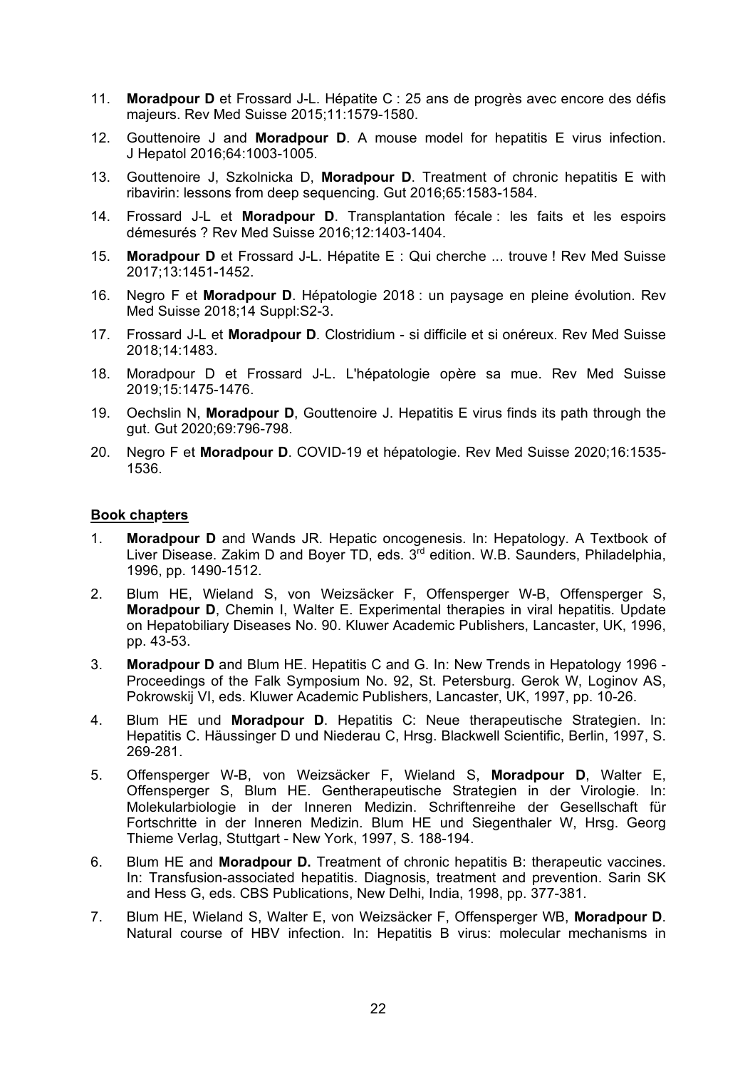11. **Moradpour D** et Frossard J-L. Hépatite C : 25 ans de progrès avec encore des défis majeurs. Rev Med Suisse 2015;11:1579-1580.

12. Gouttenoire J and **Moradpour D**. A mouse model for hepatitis E virus infection. J Hepatol 2016;64:1003-1005.

13. Gouttenoire J, Szkolnicka D, **Moradpour D**. Treatment of chronic hepatitis E with ribavirin: lessons from deep sequencing. Gut 2016;65:1583-1584.

14. Frossard J-L et **Moradpour D**. Transplantation fécale : les faits et les espoirs démesurés ? Rev Med Suisse 2016;12:1403-1404.

15. **Moradpour D** et Frossard J-L. Hépatite E : Qui cherche ... trouve ! Rev Med Suisse 2017;13:1451-1452.

16. Negro F et **Moradpour D**. Hépatologie 2018 : un paysage en pleine évolution. Rev Med Suisse 2018;14 Suppl:S2-3.

17. Frossard J-L et **Moradpour D**. Clostridium - si difficile et si onéreux. Rev Med Suisse 2018;14:1483.

18. Moradpour D et Frossard J-L. L'hépatologie opère sa mue. Rev Med Suisse 2019;15:1475-1476.

19. Oechslin N, **Moradpour D**, Gouttenoire J. Hepatitis E virus finds its path through the gut. Gut 2020;69:796-798.

20. Negro F et **Moradpour D**. COVID-19 et hépatologie. Rev Med Suisse 2020;16:1535-1536.

**Book chapters**

1. **Moradpour D** and Wands JR. Hepatic oncogenesis. In: Hepatology. A Textbook of Liver Disease. Zakim D and Boyer TD, eds. 3rd edition. W.B. Saunders, Philadelphia, 1996, pp. 1490-1512.

2. Blum HE, Wieland S, von Weizsäcker F, Offensperger W-B, Offensperger S, **Moradpour D**, Chemin I, Walter E. Experimental therapies in viral hepatitis. Update on Hepatobiliary Diseases No. 90. Kluwer Academic Publishers, Lancaster, UK, 1996, pp. 43-53.

3. **Moradpour D** and Blum HE. Hepatitis C and G. In: New Trends in Hepatology 1996 - Proceedings of the Falk Symposium No. 92, St. Petersburg. Gerok W, Loginov AS, Pokrowskij VI, eds. Kluwer Academic Publishers, Lancaster, UK, 1997, pp. 10-26.

4. Blum HE und **Moradpour D**. Hepatitis C: Neue therapeutische Strategien. In: Hepatitis C. Häussinger D und Niederau C, Hrsg. Blackwell Scientific, Berlin, 1997, S. 269-281.

5. Offensperger W-B, von Weizsäcker F, Wieland S, **Moradpour D**, Walter E, Offensperger S, Blum HE. Gentherapeutische Strategien in der Virologie. In: Molekularbiologie in der Inneren Medizin. Schriftenreihe der Gesellschaft für Fortschritte in der Inneren Medizin. Blum HE und Siegenthaler W, Hrsg. Georg Thieme Verlag, Stuttgart - New York, 1997, S. 188-194.

6. Blum HE and **Moradpour D.** Treatment of chronic hepatitis B: therapeutic vaccines. In: Transfusion-associated hepatitis. Diagnosis, treatment and prevention. Sarin SK and Hess G, eds. CBS Publications, New Delhi, India, 1998, pp. 377-381.

7. Blum HE, Wieland S, Walter E, von Weizsäcker F, Offensperger WB, **Moradpour D**. Natural course of HBV infection. In: Hepatitis B virus: molecular mechanisms in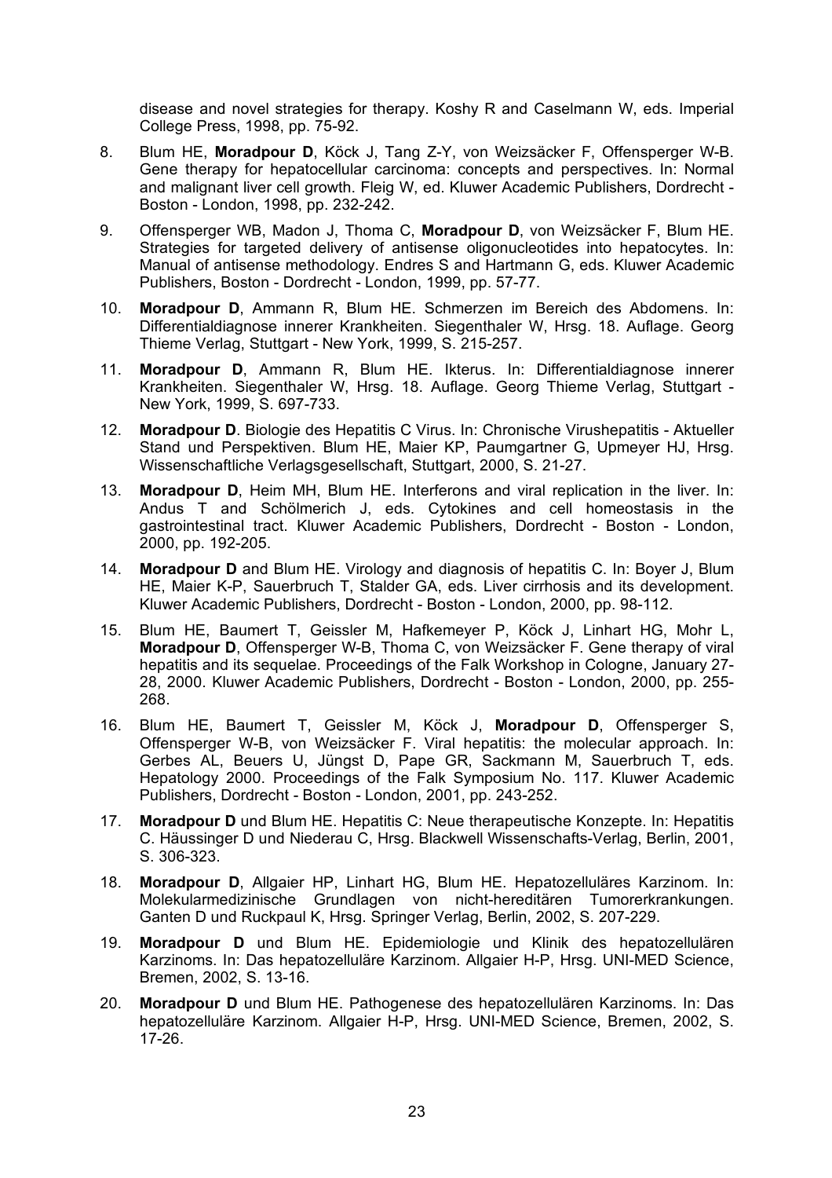disease and novel strategies for therapy. Koshy R and Caselmann W, eds. Imperial College Press, 1998, pp. 75-92.

8. Blum HE, **Moradpour D**, Köck J, Tang Z-Y, von Weizsäcker F, Offensperger W-B. Gene therapy for hepatocellular carcinoma: concepts and perspectives. In: Normal and malignant liver cell growth. Fleig W, ed. Kluwer Academic Publishers, Dordrecht - Boston - London, 1998, pp. 232-242.

9. Offensperger WB, Madon J, Thoma C, **Moradpour D**, von Weizsäcker F, Blum HE. Strategies for targeted delivery of antisense oligonucleotides into hepatocytes. In: Manual of antisense methodology. Endres S and Hartmann G, eds. Kluwer Academic Publishers, Boston - Dordrecht - London, 1999, pp. 57-77.

10. **Moradpour D**, Ammann R, Blum HE. Schmerzen im Bereich des Abdomens. In: Differentialdiagnose innerer Krankheiten. Siegenthaler W, Hrsg. 18. Auflage. Georg Thieme Verlag, Stuttgart - New York, 1999, S. 215-257.

11. **Moradpour D**, Ammann R, Blum HE. Ikterus. In: Differentialdiagnose innerer Krankheiten. Siegenthaler W, Hrsg. 18. Auflage. Georg Thieme Verlag, Stuttgart - New York, 1999, S. 697-733.

12. **Moradpour D**. Biologie des Hepatitis C Virus. In: Chronische Virushepatitis - Aktueller Stand und Perspektiven. Blum HE, Maier KP, Paumgartner G, Upmeyer HJ, Hrsg. Wissenschaftliche Verlagsgesellschaft, Stuttgart, 2000, S. 21-27.

13. **Moradpour D**, Heim MH, Blum HE. Interferons and viral replication in the liver. In: Andus T and Schölmerich J, eds. Cytokines and cell homeostasis in the gastrointestinal tract. Kluwer Academic Publishers, Dordrecht - Boston - London, 2000, pp. 192-205.

14. **Moradpour D** and Blum HE. Virology and diagnosis of hepatitis C. In: Boyer J, Blum HE, Maier K-P, Sauerbruch T, Stalder GA, eds. Liver cirrhosis and its development. Kluwer Academic Publishers, Dordrecht - Boston - London, 2000, pp. 98-112.

15. Blum HE, Baumert T, Geissler M, Hafkemeyer P, Köck J, Linhart HG, Mohr L, **Moradpour D**, Offensperger W-B, Thoma C, von Weizsäcker F. Gene therapy of viral hepatitis and its sequelae. Proceedings of the Falk Workshop in Cologne, January 27-28, 2000. Kluwer Academic Publishers, Dordrecht - Boston - London, 2000, pp. 255-268.

16. Blum HE, Baumert T, Geissler M, Köck J, **Moradpour D**, Offensperger S, Offensperger W-B, von Weizsäcker F. Viral hepatitis: the molecular approach. In: Gerbes AL, Beuers U, Jüngst D, Pape GR, Sackmann M, Sauerbruch T, eds. Hepatology 2000. Proceedings of the Falk Symposium No. 117. Kluwer Academic Publishers, Dordrecht - Boston - London, 2001, pp. 243-252.

17. **Moradpour D** und Blum HE. Hepatitis C: Neue therapeutische Konzepte. In: Hepatitis C. Häussinger D und Niederau C, Hrsg. Blackwell Wissenschafts-Verlag, Berlin, 2001, S. 306-323.

18. **Moradpour D**, Allgaier HP, Linhart HG, Blum HE. Hepatozelluläres Karzinom. In: Molekularmedizinische Grundlagen von nicht-hereditären Tumorerkrankungen. Ganten D und Ruckpaul K, Hrsg. Springer Verlag, Berlin, 2002, S. 207-229.

19. **Moradpour D** und Blum HE. Epidemiologie und Klinik des hepatozellulären Karzinoms. In: Das hepatozelluläre Karzinom. Allgaier H-P, Hrsg. UNI-MED Science, Bremen, 2002, S. 13-16.

20. **Moradpour D** und Blum HE. Pathogenese des hepatozellulären Karzinoms. In: Das hepatozelluläre Karzinom. Allgaier H-P, Hrsg. UNI-MED Science, Bremen, 2002, S. 17-26.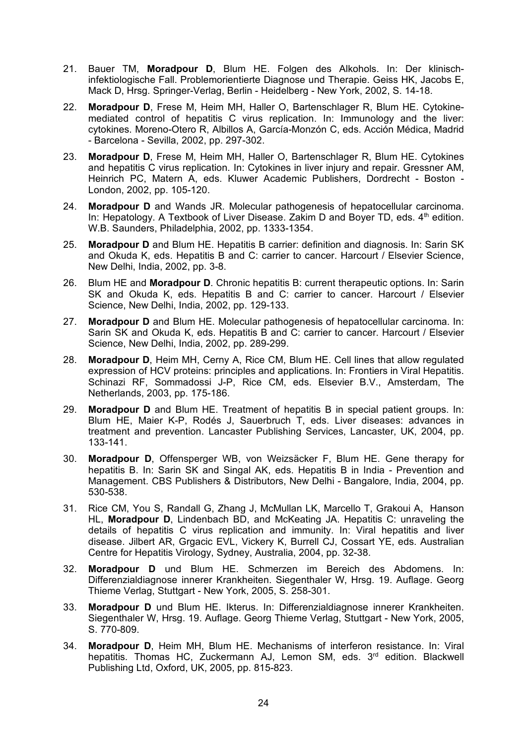21. Bauer TM, **Moradpour D**, Blum HE. Folgen des Alkohols. In: Der klinisch-infektiologische Fall. Problemorientierte Diagnose und Therapie. Geiss HK, Jacobs E, Mack D, Hrsg. Springer-Verlag, Berlin - Heidelberg - New York, 2002, S. 14-18.

22. **Moradpour D**, Frese M, Heim MH, Haller O, Bartenschlager R, Blum HE. Cytokine-mediated control of hepatitis C virus replication. In: Immunology and the liver: cytokines. Moreno-Otero R, Albillos A, García-Monzón C, eds. Acción Médica, Madrid - Barcelona - Sevilla, 2002, pp. 297-302.

23. **Moradpour D**, Frese M, Heim MH, Haller O, Bartenschlager R, Blum HE. Cytokines and hepatitis C virus replication. In: Cytokines in liver injury and repair. Gressner AM, Heinrich PC, Matern A, eds. Kluwer Academic Publishers, Dordrecht - Boston - London, 2002, pp. 105-120.

24. **Moradpour D** and Wands JR. Molecular pathogenesis of hepatocellular carcinoma. In: Hepatology. A Textbook of Liver Disease. Zakim D and Boyer TD, eds. 4th edition. W.B. Saunders, Philadelphia, 2002, pp. 1333-1354.

25. **Moradpour D** and Blum HE. Hepatitis B carrier: definition and diagnosis. In: Sarin SK and Okuda K, eds. Hepatitis B and C: carrier to cancer. Harcourt / Elsevier Science, New Delhi, India, 2002, pp. 3-8.

26. Blum HE and **Moradpour D**. Chronic hepatitis B: current therapeutic options. In: Sarin SK and Okuda K, eds. Hepatitis B and C: carrier to cancer. Harcourt / Elsevier Science, New Delhi, India, 2002, pp. 129-133.

27. **Moradpour D** and Blum HE. Molecular pathogenesis of hepatocellular carcinoma. In: Sarin SK and Okuda K, eds. Hepatitis B and C: carrier to cancer. Harcourt / Elsevier Science, New Delhi, India, 2002, pp. 289-299.

28. **Moradpour D**, Heim MH, Cerny A, Rice CM, Blum HE. Cell lines that allow regulated expression of HCV proteins: principles and applications. In: Frontiers in Viral Hepatitis. Schinazi RF, Sommadossi J-P, Rice CM, eds. Elsevier B.V., Amsterdam, The Netherlands, 2003, pp. 175-186.

29. **Moradpour D** and Blum HE. Treatment of hepatitis B in special patient groups. In: Blum HE, Maier K-P, Rodés J, Sauerbruch T, eds. Liver diseases: advances in treatment and prevention. Lancaster Publishing Services, Lancaster, UK, 2004, pp. 133-141.

30. **Moradpour D**, Offensperger WB, von Weizsäcker F, Blum HE. Gene therapy for hepatitis B. In: Sarin SK and Singal AK, eds. Hepatitis B in India - Prevention and Management. CBS Publishers & Distributors, New Delhi - Bangalore, India, 2004, pp. 530-538.

31. Rice CM, You S, Randall G, Zhang J, McMullan LK, Marcello T, Grakoui A, Hanson HL, **Moradpour D**, Lindenbach BD, and McKeating JA. Hepatitis C: unraveling the details of hepatitis C virus replication and immunity. In: Viral hepatitis and liver disease. Jilbert AR, Grgacic EVL, Vickery K, Burrell CJ, Cossart YE, eds. Australian Centre for Hepatitis Virology, Sydney, Australia, 2004, pp. 32-38.

32. **Moradpour D** und Blum HE. Schmerzen im Bereich des Abdomens. In: Differenzialdiagnose innerer Krankheiten. Siegenthaler W, Hrsg. 19. Auflage. Georg Thieme Verlag, Stuttgart - New York, 2005, S. 258-301.

33. **Moradpour D** und Blum HE. Ikterus. In: Differenzialdiagnose innerer Krankheiten. Siegenthaler W, Hrsg. 19. Auflage. Georg Thieme Verlag, Stuttgart - New York, 2005, S. 770-809.

34. **Moradpour D**, Heim MH, Blum HE. Mechanisms of interferon resistance. In: Viral hepatitis. Thomas HC, Zuckermann AJ, Lemon SM, eds. 3rd edition. Blackwell Publishing Ltd, Oxford, UK, 2005, pp. 815-823.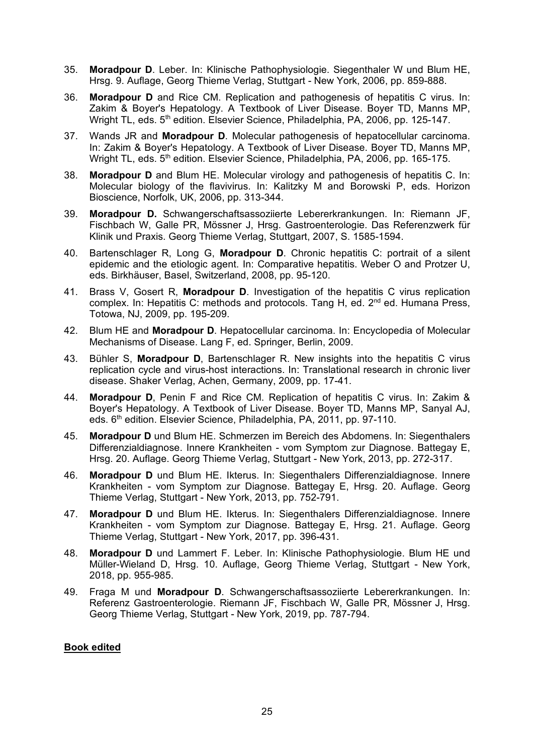35. **Moradpour D**. Leber. In: Klinische Pathophysiologie. Siegenthaler W und Blum HE, Hrsg. 9. Auflage, Georg Thieme Verlag, Stuttgart - New York, 2006, pp. 859-888.

36. **Moradpour D** and Rice CM. Replication and pathogenesis of hepatitis C virus. In: Zakim & Boyer's Hepatology. A Textbook of Liver Disease. Boyer TD, Manns MP, Wright TL, eds. 5th edition. Elsevier Science, Philadelphia, PA, 2006, pp. 125-147.

37. Wands JR and **Moradpour D**. Molecular pathogenesis of hepatocellular carcinoma. In: Zakim & Boyer's Hepatology. A Textbook of Liver Disease. Boyer TD, Manns MP, Wright TL, eds. 5th edition. Elsevier Science, Philadelphia, PA, 2006, pp. 165-175.

38. **Moradpour D** and Blum HE. Molecular virology and pathogenesis of hepatitis C. In: Molecular biology of the flavivirus. In: Kalitzky M and Borowski P, eds. Horizon Bioscience, Norfolk, UK, 2006, pp. 313-344.

39. **Moradpour D.** Schwangerschaftsassoziierte Lebererkrankungen. In: Riemann JF, Fischbach W, Galle PR, Mössner J, Hrsg. Gastroenterologie. Das Referenzwerk für Klinik und Praxis. Georg Thieme Verlag, Stuttgart, 2007, S. 1585-1594.

40. Bartenschlager R, Long G, **Moradpour D**. Chronic hepatitis C: portrait of a silent epidemic and the etiologic agent. In: Comparative hepatitis. Weber O and Protzer U, eds. Birkhäuser, Basel, Switzerland, 2008, pp. 95-120.

41. Brass V, Gosert R, **Moradpour D**. Investigation of the hepatitis C virus replication complex. In: Hepatitis C: methods and protocols. Tang H, ed. 2nd ed. Humana Press, Totowa, NJ, 2009, pp. 195-209.

42. Blum HE and **Moradpour D**. Hepatocellular carcinoma. In: Encyclopedia of Molecular Mechanisms of Disease. Lang F, ed. Springer, Berlin, 2009.

43. Bühler S, **Moradpour D**, Bartenschlager R. New insights into the hepatitis C virus replication cycle and virus-host interactions. In: Translational research in chronic liver disease. Shaker Verlag, Achen, Germany, 2009, pp. 17-41.

44. **Moradpour D**, Penin F and Rice CM. Replication of hepatitis C virus. In: Zakim & Boyer's Hepatology. A Textbook of Liver Disease. Boyer TD, Manns MP, Sanyal AJ, eds. 6th edition. Elsevier Science, Philadelphia, PA, 2011, pp. 97-110.

45. **Moradpour D** und Blum HE. Schmerzen im Bereich des Abdomens. In: Siegenthalers Differenzialdiagnose. Innere Krankheiten - vom Symptom zur Diagnose. Battegay E, Hrsg. 20. Auflage. Georg Thieme Verlag, Stuttgart - New York, 2013, pp. 272-317.

46. **Moradpour D** und Blum HE. Ikterus. In: Siegenthalers Differenzialdiagnose. Innere Krankheiten - vom Symptom zur Diagnose. Battegay E, Hrsg. 20. Auflage. Georg Thieme Verlag, Stuttgart - New York, 2013, pp. 752-791.

47. **Moradpour D** und Blum HE. Ikterus. In: Siegenthalers Differenzialdiagnose. Innere Krankheiten - vom Symptom zur Diagnose. Battegay E, Hrsg. 21. Auflage. Georg Thieme Verlag, Stuttgart - New York, 2017, pp. 396-431.

48. **Moradpour D** und Lammert F. Leber. In: Klinische Pathophysiologie. Blum HE und Müller-Wieland D, Hrsg. 10. Auflage, Georg Thieme Verlag, Stuttgart - New York, 2018, pp. 955-985.

49. Fraga M und **Moradpour D**. Schwangerschaftsassoziierte Lebererkrankungen. In: Referenz Gastroenterologie. Riemann JF, Fischbach W, Galle PR, Mössner J, Hrsg. Georg Thieme Verlag, Stuttgart - New York, 2019, pp. 787-794.

**Book edited**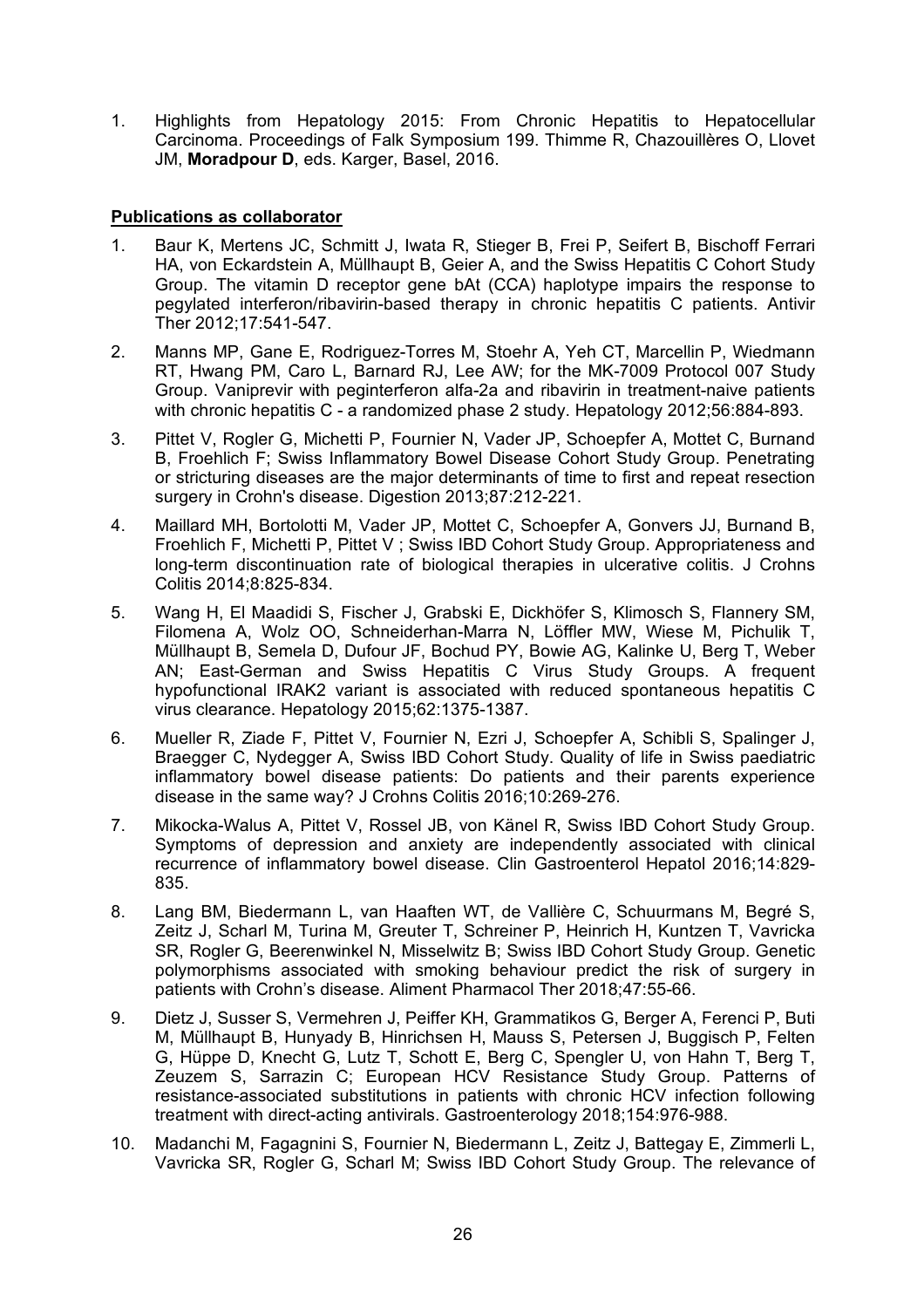1. Highlights from Hepatology 2015: From Chronic Hepatitis to Hepatocellular Carcinoma. Proceedings of Falk Symposium 199. Thimme R, Chazouillères O, Llovet JM, **Moradpour D**, eds. Karger, Basel, 2016.

**Publications as collaborator**

1. Baur K, Mertens JC, Schmitt J, Iwata R, Stieger B, Frei P, Seifert B, Bischoff Ferrari HA, von Eckardstein A, Müllhaupt B, Geier A, and the Swiss Hepatitis C Cohort Study Group. The vitamin D receptor gene bAt (CCA) haplotype impairs the response to pegylated interferon/ribavirin-based therapy in chronic hepatitis C patients. Antivir Ther 2012;17:541-547.
2. Manns MP, Gane E, Rodriguez-Torres M, Stoehr A, Yeh CT, Marcellin P, Wiedmann RT, Hwang PM, Caro L, Barnard RJ, Lee AW; for the MK-7009 Protocol 007 Study Group. Vaniprevir with peginterferon alfa-2a and ribavirin in treatment-naive patients with chronic hepatitis C - a randomized phase 2 study. Hepatology 2012;56:884-893.
3. Pittet V, Rogler G, Michetti P, Fournier N, Vader JP, Schoepfer A, Mottet C, Burnand B, Froehlich F; Swiss Inflammatory Bowel Disease Cohort Study Group. Penetrating or stricturing diseases are the major determinants of time to first and repeat resection surgery in Crohn's disease. Digestion 2013;87:212-221.
4. Maillard MH, Bortolotti M, Vader JP, Mottet C, Schoepfer A, Gonvers JJ, Burnand B, Froehlich F, Michetti P, Pittet V ; Swiss IBD Cohort Study Group. Appropriateness and long-term discontinuation rate of biological therapies in ulcerative colitis. J Crohns Colitis 2014;8:825-834.
5. Wang H, El Maadidi S, Fischer J, Grabski E, Dickhöfer S, Klimosch S, Flannery SM, Filomena A, Wolz OO, Schneiderhan-Marra N, Löffler MW, Wiese M, Pichulik T, Müllhaupt B, Semela D, Dufour JF, Bochud PY, Bowie AG, Kalinke U, Berg T, Weber AN; East-German and Swiss Hepatitis C Virus Study Groups. A frequent hypofunctional IRAK2 variant is associated with reduced spontaneous hepatitis C virus clearance. Hepatology 2015;62:1375-1387.
6. Mueller R, Ziade F, Pittet V, Fournier N, Ezri J, Schoepfer A, Schibli S, Spalinger J, Braegger C, Nydegger A, Swiss IBD Cohort Study. Quality of life in Swiss paediatric inflammatory bowel disease patients: Do patients and their parents experience disease in the same way? J Crohns Colitis 2016;10:269-276.
7. Mikocka-Walus A, Pittet V, Rossel JB, von Känel R, Swiss IBD Cohort Study Group. Symptoms of depression and anxiety are independently associated with clinical recurrence of inflammatory bowel disease. Clin Gastroenterol Hepatol 2016;14:829-835.
8. Lang BM, Biedermann L, van Haaften WT, de Vallière C, Schuurmans M, Begré S, Zeitz J, Scharl M, Turina M, Greuter T, Schreiner P, Heinrich H, Kuntzen T, Vavricka SR, Rogler G, Beerenwinkel N, Misselwitz B; Swiss IBD Cohort Study Group. Genetic polymorphisms associated with smoking behaviour predict the risk of surgery in patients with Crohn's disease. Aliment Pharmacol Ther 2018;47:55-66.
9. Dietz J, Susser S, Vermehren J, Peiffer KH, Grammatikos G, Berger A, Ferenci P, Buti M, Müllhaupt B, Hunyady B, Hinrichsen H, Mauss S, Petersen J, Buggisch P, Felten G, Hüppe D, Knecht G, Lutz T, Schott E, Berg C, Spengler U, von Hahn T, Berg T, Zeuzem S, Sarrazin C; European HCV Resistance Study Group. Patterns of resistance-associated substitutions in patients with chronic HCV infection following treatment with direct-acting antivirals. Gastroenterology 2018;154:976-988.
10. Madanchi M, Fagagnini S, Fournier N, Biedermann L, Zeitz J, Battegay E, Zimmerli L, Vavricka SR, Rogler G, Scharl M; Swiss IBD Cohort Study Group. The relevance of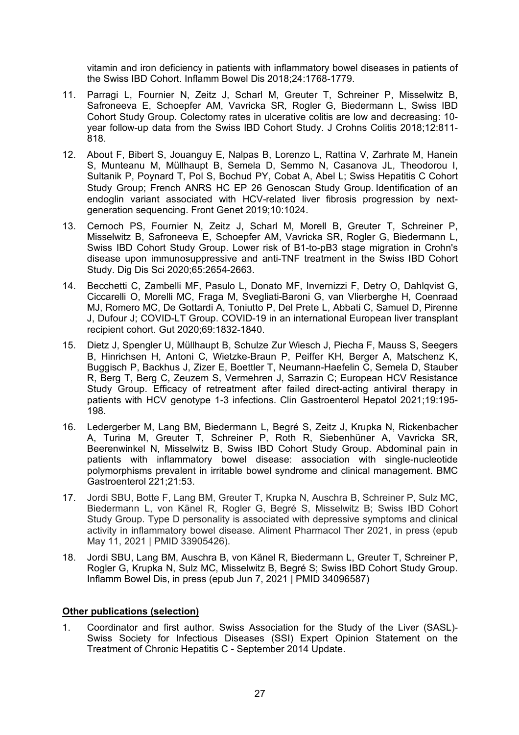vitamin and iron deficiency in patients with inflammatory bowel diseases in patients of the Swiss IBD Cohort. Inflamm Bowel Dis 2018;24:1768-1779.

11. Parragi L, Fournier N, Zeitz J, Scharl M, Greuter T, Schreiner P, Misselwitz B, Safroneeva E, Schoepfer AM, Vavricka SR, Rogler G, Biedermann L, Swiss IBD Cohort Study Group. Colectomy rates in ulcerative colitis are low and decreasing: 10-year follow-up data from the Swiss IBD Cohort Study. J Crohns Colitis 2018;12:811-818.

12. About F, Bibert S, Jouanguy E, Nalpas B, Lorenzo L, Rattina V, Zarhrate M, Hanein S, Munteanu M, Müllhaupt B, Semela D, Semmo N, Casanova JL, Theodorou I, Sultanik P, Poynard T, Pol S, Bochud PY, Cobat A, Abel L; Swiss Hepatitis C Cohort Study Group; French ANRS HC EP 26 Genoscan Study Group. Identification of an endoglin variant associated with HCV-related liver fibrosis progression by next-generation sequencing. Front Genet 2019;10:1024.

13. Cernoch PS, Fournier N, Zeitz J, Scharl M, Morell B, Greuter T, Schreiner P, Misselwitz B, Safroneeva E, Schoepfer AM, Vavricka SR, Rogler G, Biedermann L, Swiss IBD Cohort Study Group. Lower risk of B1-to-pB3 stage migration in Crohn's disease upon immunosuppressive and anti-TNF treatment in the Swiss IBD Cohort Study. Dig Dis Sci 2020;65:2654-2663.

14. Becchetti C, Zambelli MF, Pasulo L, Donato MF, Invernizzi F, Detry O, Dahlqvist G, Ciccarelli O, Morelli MC, Fraga M, Svegliati-Baroni G, van Vlierberghe H, Coenraad MJ, Romero MC, De Gottardi A, Toniutto P, Del Prete L, Abbati C, Samuel D, Pirenne J, Dufour J; COVID-LT Group. COVID-19 in an international European liver transplant recipient cohort. Gut 2020;69:1832-1840.

15. Dietz J, Spengler U, Müllhaupt B, Schulze Zur Wiesch J, Piecha F, Mauss S, Seegers B, Hinrichsen H, Antoni C, Wietzke-Braun P, Peiffer KH, Berger A, Matschenz K, Buggisch P, Backhus J, Zizer E, Boettler T, Neumann-Haefelin C, Semela D, Stauber R, Berg T, Berg C, Zeuzem S, Vermehren J, Sarrazin C; European HCV Resistance Study Group. Efficacy of retreatment after failed direct-acting antiviral therapy in patients with HCV genotype 1-3 infections. Clin Gastroenterol Hepatol 2021;19:195-198.

16. Ledergerber M, Lang BM, Biedermann L, Begré S, Zeitz J, Krupka N, Rickenbacher A, Turina M, Greuter T, Schreiner P, Roth R, Siebenhüner A, Vavricka SR, Beerenwinkel N, Misselwitz B, Swiss IBD Cohort Study Group. Abdominal pain in patients with inflammatory bowel disease: association with single-nucleotide polymorphisms prevalent in irritable bowel syndrome and clinical management. BMC Gastroenterol 221;21:53.

17. Jordi SBU, Botte F, Lang BM, Greuter T, Krupka N, Auschra B, Schreiner P, Sulz MC, Biedermann L, von Känel R, Rogler G, Begré S, Misselwitz B; Swiss IBD Cohort Study Group. Type D personality is associated with depressive symptoms and clinical activity in inflammatory bowel disease. Aliment Pharmacol Ther 2021, in press (epub May 11, 2021 | PMID 33905426).

18. Jordi SBU, Lang BM, Auschra B, von Känel R, Biedermann L, Greuter T, Schreiner P, Rogler G, Krupka N, Sulz MC, Misselwitz B, Begré S; Swiss IBD Cohort Study Group. Inflamm Bowel Dis, in press (epub Jun 7, 2021 | PMID 34096587)

**Other publications (selection)**

1. Coordinator and first author. Swiss Association for the Study of the Liver (SASL)-Swiss Society for Infectious Diseases (SSI) Expert Opinion Statement on the Treatment of Chronic Hepatitis C - September 2014 Update.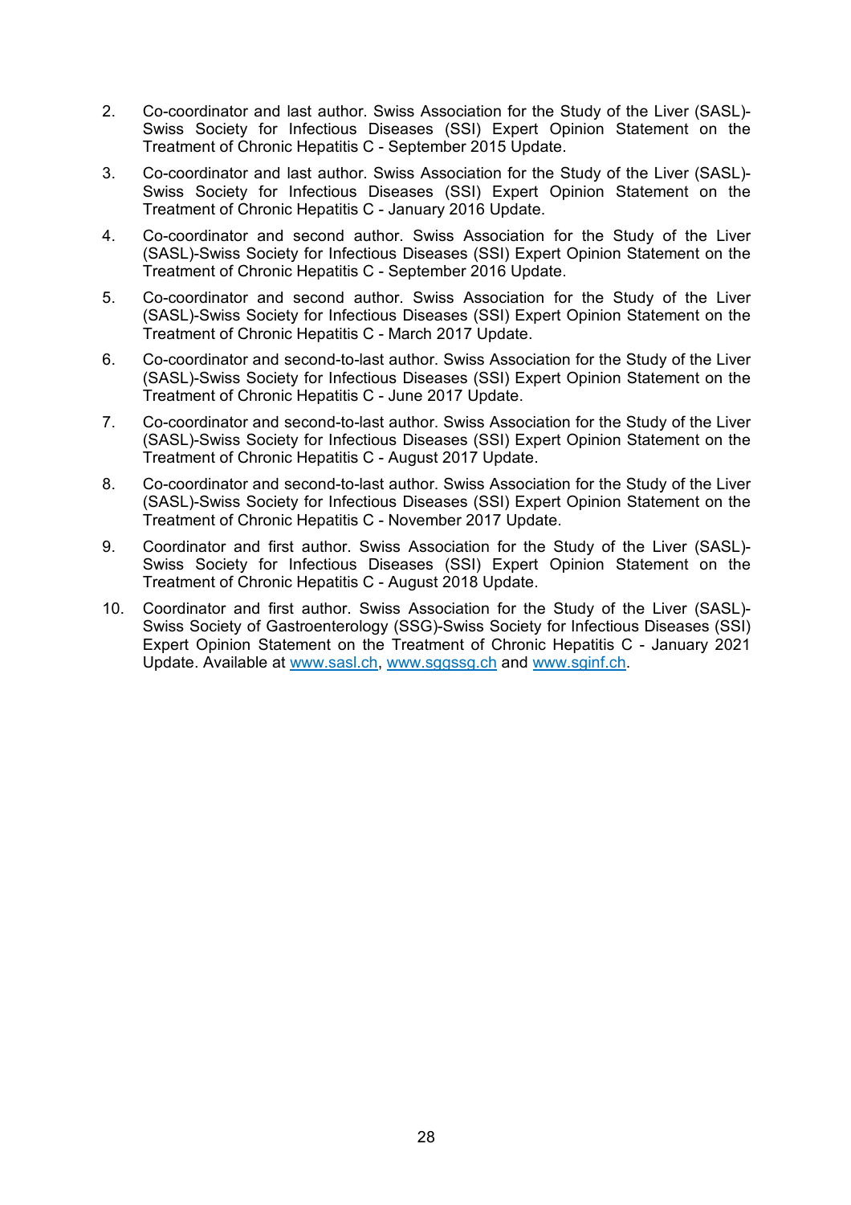2. Co-coordinator and last author. Swiss Association for the Study of the Liver (SASL)-Swiss Society for Infectious Diseases (SSI) Expert Opinion Statement on the Treatment of Chronic Hepatitis C - September 2015 Update.

3. Co-coordinator and last author. Swiss Association for the Study of the Liver (SASL)-Swiss Society for Infectious Diseases (SSI) Expert Opinion Statement on the Treatment of Chronic Hepatitis C - January 2016 Update.

4. Co-coordinator and second author. Swiss Association for the Study of the Liver (SASL)-Swiss Society for Infectious Diseases (SSI) Expert Opinion Statement on the Treatment of Chronic Hepatitis C - September 2016 Update.

5. Co-coordinator and second author. Swiss Association for the Study of the Liver (SASL)-Swiss Society for Infectious Diseases (SSI) Expert Opinion Statement on the Treatment of Chronic Hepatitis C - March 2017 Update.

6. Co-coordinator and second-to-last author. Swiss Association for the Study of the Liver (SASL)-Swiss Society for Infectious Diseases (SSI) Expert Opinion Statement on the Treatment of Chronic Hepatitis C - June 2017 Update.

7. Co-coordinator and second-to-last author. Swiss Association for the Study of the Liver (SASL)-Swiss Society for Infectious Diseases (SSI) Expert Opinion Statement on the Treatment of Chronic Hepatitis C - August 2017 Update.

8. Co-coordinator and second-to-last author. Swiss Association for the Study of the Liver (SASL)-Swiss Society for Infectious Diseases (SSI) Expert Opinion Statement on the Treatment of Chronic Hepatitis C - November 2017 Update.

9. Coordinator and first author. Swiss Association for the Study of the Liver (SASL)-Swiss Society for Infectious Diseases (SSI) Expert Opinion Statement on the Treatment of Chronic Hepatitis C - August 2018 Update.

10. Coordinator and first author. Swiss Association for the Study of the Liver (SASL)-Swiss Society of Gastroenterology (SSG)-Swiss Society for Infectious Diseases (SSI) Expert Opinion Statement on the Treatment of Chronic Hepatitis C - January 2021 Update. Available at www.sasl.ch, www.sggssg.ch and www.sginf.ch.